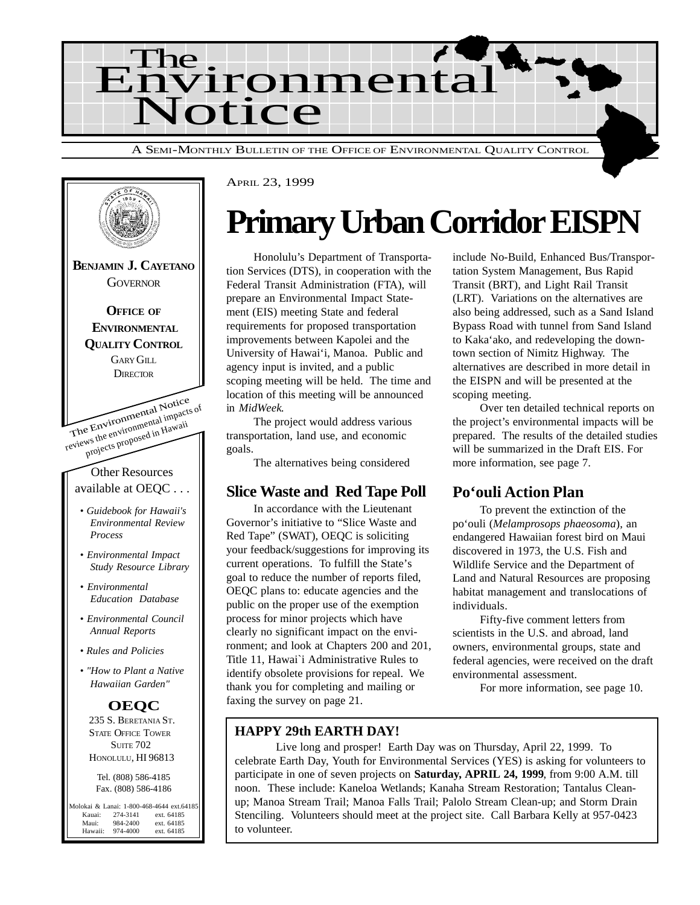# The Environmental Notice

A SEMI-MONTHLY BULLETIN OF THE OFFICE OF ENVIRONMENTAL QUALITY CONTROL

APRIL 23, 1999

**BENJAMIN J. CAYETANO**
GOVERNOR

**OFFICE OF ENVIRONMENTAL QUALITY CONTROL**
GARY GILL
DIRECTOR

The Environmental Notice reviews the environmental impacts of projects proposed in Hawaii

Other Resources available at OEQC . . .

- *Guidebook for Hawaii's Environmental Review Process*
- *Environmental Impact Study Resource Library*
- *Environmental Education Database*
- *Environmental Council Annual Reports*
- *Rules and Policies*
- *"How to Plant a Native Hawaiian Garden"*

**OEQC**
235 S. BERETANIA ST.
STATE OFFICE TOWER
SUITE 702
HONOLULU, HI 96813

Tel. (808) 586-4185
Fax. (808) 586-4186

Molokai & Lanai: 1-800-468-4644 ext.64185

| | | |
|---|---|---|
| Kauai: | 274-3141 | ext. 64185 |
| Maui: | 984-2400 | ext. 64185 |
| Hawaii: | 974-4000 | ext. 64185 |

# Primary Urban Corridor EISPN

Honolulu's Department of Transportation Services (DTS), in cooperation with the Federal Transit Administration (FTA), will prepare an Environmental Impact Statement (EIS) meeting State and federal requirements for proposed transportation improvements between Kapolei and the University of Hawai'i, Manoa. Public and agency input is invited, and a public scoping meeting will be held. The time and location of this meeting will be announced in *MidWeek.*

The project would address various transportation, land use, and economic goals.

The alternatives being considered include No-Build, Enhanced Bus/Transportation System Management, Bus Rapid Transit (BRT), and Light Rail Transit (LRT). Variations on the alternatives are also being addressed, such as a Sand Island Bypass Road with tunnel from Sand Island to Kaka'ako, and redeveloping the downtown section of Nimitz Highway. The alternatives are described in more detail in the EISPN and will be presented at the scoping meeting.

Over ten detailed technical reports on the project's environmental impacts will be prepared. The results of the detailed studies will be summarized in the Draft EIS. For more information, see page 7.

## Slice Waste and Red Tape Poll

In accordance with the Lieutenant Governor's initiative to "Slice Waste and Red Tape" (SWAT), OEQC is soliciting your feedback/suggestions for improving its current operations. To fulfill the State's goal to reduce the number of reports filed, OEQC plans to: educate agencies and the public on the proper use of the exemption process for minor projects which have clearly no significant impact on the environment; and look at Chapters 200 and 201, Title 11, Hawai`i Administrative Rules to identify obsolete provisions for repeal. We thank you for completing and mailing or faxing the survey on page 21.

## Po'ouli Action Plan

To prevent the extinction of the po'ouli (*Melamprosops phaeosoma*), an endangered Hawaiian forest bird on Maui discovered in 1973, the U.S. Fish and Wildlife Service and the Department of Land and Natural Resources are proposing habitat management and translocations of individuals.

Fifty-five comment letters from scientists in the U.S. and abroad, land owners, environmental groups, state and federal agencies, were received on the draft environmental assessment.

For more information, see page 10.

### HAPPY 29th EARTH DAY!

Live long and prosper! Earth Day was on Thursday, April 22, 1999. To celebrate Earth Day, Youth for Environmental Services (YES) is asking for volunteers to participate in one of seven projects on **Saturday, APRIL 24, 1999**, from 9:00 A.M. till noon. These include: Kaneloa Wetlands; Kanaha Stream Restoration; Tantalus Clean-up; Manoa Stream Trail; Manoa Falls Trail; Palolo Stream Clean-up; and Storm Drain Stenciling. Volunteers should meet at the project site. Call Barbara Kelly at 957-0423 to volunteer.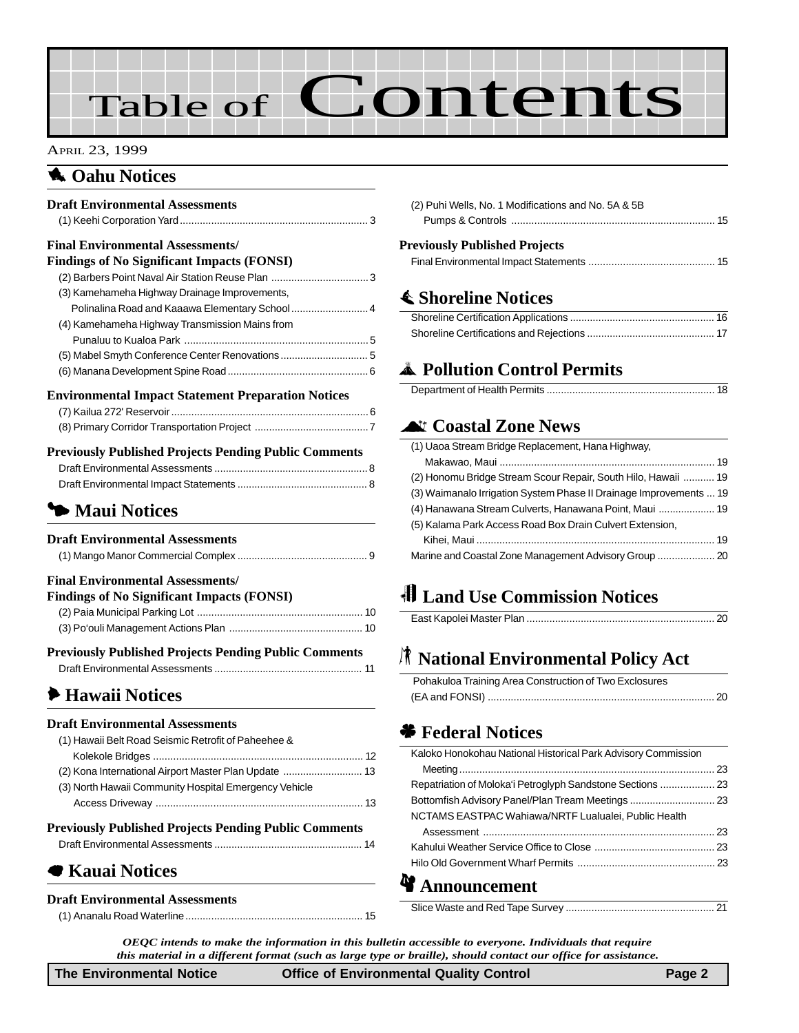# Table of Contents

April 23, 1999

## Oahu Notices

### Draft Environmental Assessments

(1) Keehi Corporation Yard .................................................. 3

### Final Environmental Assessments/ Findings of No Significant Impacts (FONSI)

(2) Barbers Point Naval Air Station Reuse Plan .................................. 3

(3) Kamehameha Highway Drainage Improvements, Polinalina Road and Kaaawa Elementary School ........................... 4

(4) Kamehameha Highway Transmission Mains from Punaluu to Kualoa Park ................................................ 5

(5) Mabel Smyth Conference Center Renovations ............................... 5

(6) Manana Development Spine Road ................................................. 6

### Environmental Impact Statement Preparation Notices

(7) Kailua 272' Reservoir ..................................................................... 6

(8) Primary Corridor Transportation Project ........................................ 7

### Previously Published Projects Pending Public Comments

Draft Environmental Assessments ...................................................... 8

Draft Environmental Impact Statements .............................................. 8

## Maui Notices

### Draft Environmental Assessments

(1) Mango Manor Commercial Complex ............................................. 9

### Final Environmental Assessments/ Findings of No Significant Impacts (FONSI)

(2) Paia Municipal Parking Lot .......................................................... 10

(3) Po'ouli Management Actions Plan ............................................... 10

### Previously Published Projects Pending Public Comments

Draft Environmental Assessments .................................................... 11

## Hawaii Notices

### Draft Environmental Assessments

(1) Hawaii Belt Road Seismic Retrofit of Paheehee & Kolekole Bridges ......................................................................... 12

(2) Kona International Airport Master Plan Update ............................ 13

(3) North Hawaii Community Hospital Emergency Vehicle Access Driveway ........................................................................ 13

### Previously Published Projects Pending Public Comments

Draft Environmental Assessments .................................................... 14

## Kauai Notices

### Draft Environmental Assessments

(1) Ananalu Road Waterline ............................................................. 15

(2) Puhi Wells, No. 1 Modifications and No. 5A & 5B Pumps & Controls ...................................................................... 15

### Previously Published Projects

Final Environmental Impact Statements ............................................ 15

## Shoreline Notices

Shoreline Certification Applications .................................................. 16

Shoreline Certifications and Rejections ............................................ 17

## Pollution Control Permits

Department of Health Permits .......................................................... 18

## Coastal Zone News

(1) Uaoa Stream Bridge Replacement, Hana Highway, Makawao, Maui .......................................................................... 19

(2) Honomu Bridge Stream Scour Repair, South Hilo, Hawaii ........... 19

(3) Waimanalo Irrigation System Phase II Drainage Improvements ... 19

(4) Hanawana Stream Culverts, Hanawana Point, Maui .................... 19

(5) Kalama Park Access Road Box Drain Culvert Extension, Kihei, Maui .................................................................................. 19

Marine and Coastal Zone Management Advisory Group .................... 20

## Land Use Commission Notices

East Kapolei Master Plan ................................................................. 20

## National Environmental Policy Act

Pohakuloa Training Area Construction of Two Exclosures (EA and FONSI) ............................................................................... 20

## Federal Notices

Kaloko Honokohau National Historical Park Advisory Commission Meeting ......................................................................................... 23

Repatriation of Moloka'i Petroglyph Sandstone Sections ................... 23

Bottomfish Advisory Panel/Plan Tream Meetings .............................. 23

NCTAMS EASTPAC Wahiawa/NRTF Lualualei, Public Health Assessment ................................................................................ 23

Kahului Weather Service Office to Close .......................................... 23

Hilo Old Government Wharf Permits ................................................ 23

## Announcement

Slice Waste and Red Tape Survey .................................................... 21

*OEQC intends to make the information in this bulletin accessible to everyone. Individuals that require this material in a different format (such as large type or braille), should contact our office for assistance.*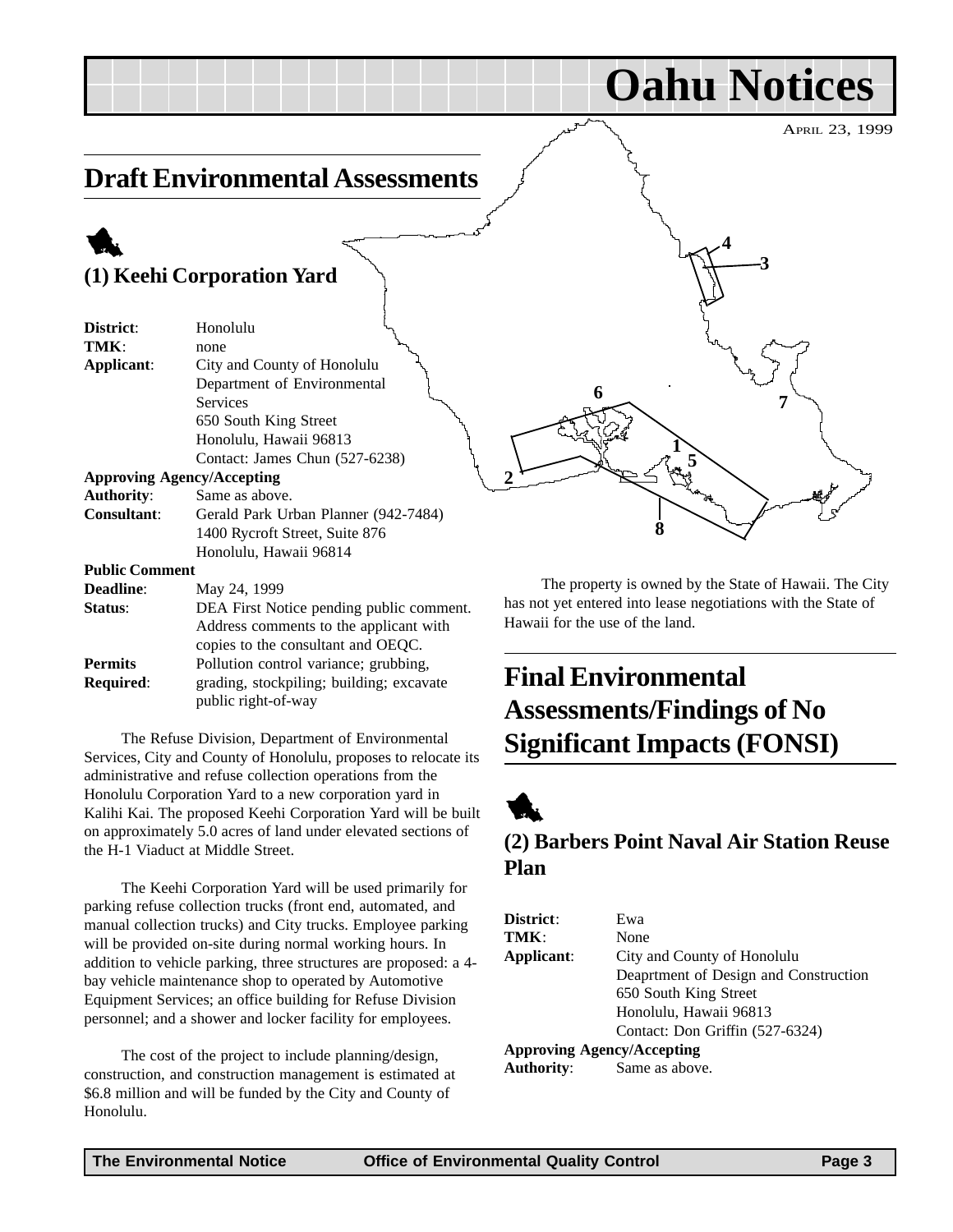# Oahu Notices

April 23, 1999

## Draft Environmental Assessments

### (1) Keehi Corporation Yard

| | |
|---|---|
| **District**: | Honolulu |
| **TMK**: | none |
| **Applicant**: | City and County of Honolulu Department of Environmental Services 650 South King Street Honolulu, Hawaii 96813 Contact: James Chun (527-6238) |
| **Approving Agency/Accepting Authority**: | Same as above. |
| **Consultant**: | Gerald Park Urban Planner (942-7484) 1400 Rycroft Street, Suite 876 Honolulu, Hawaii 96814 |
| **Public Comment Deadline**: | May 24, 1999 |
| **Status**: | DEA First Notice pending public comment. Address comments to the applicant with copies to the consultant and OEQC. |
| **Permits Required**: | Pollution control variance; grubbing, grading, stockpiling; building; excavate public right-of-way |

The Refuse Division, Department of Environmental Services, City and County of Honolulu, proposes to relocate its administrative and refuse collection operations from the Honolulu Corporation Yard to a new corporation yard in Kalihi Kai. The proposed Keehi Corporation Yard will be built on approximately 5.0 acres of land under elevated sections of the H-1 Viaduct at Middle Street.

The Keehi Corporation Yard will be used primarily for parking refuse collection trucks (front end, automated, and manual collection trucks) and City trucks. Employee parking will be provided on-site during normal working hours. In addition to vehicle parking, three structures are proposed: a 4-bay vehicle maintenance shop to operated by Automotive Equipment Services; an office building for Refuse Division personnel; and a shower and locker facility for employees.

The cost of the project to include planning/design, construction, and construction management is estimated at $6.8 million and will be funded by the City and County of Honolulu.

The property is owned by the State of Hawaii. The City has not yet entered into lease negotiations with the State of Hawaii for the use of the land.

## Final Environmental Assessments/Findings of No Significant Impacts (FONSI)

### (2) Barbers Point Naval Air Station Reuse Plan

| | |
|---|---|
| **District**: | Ewa |
| **TMK**: | None |
| **Applicant**: | City and County of Honolulu Deaprtment of Design and Construction 650 South King Street Honolulu, Hawaii 96813 Contact: Don Griffin (527-6324) |
| **Approving Agency/Accepting Authority**: | Same as above. |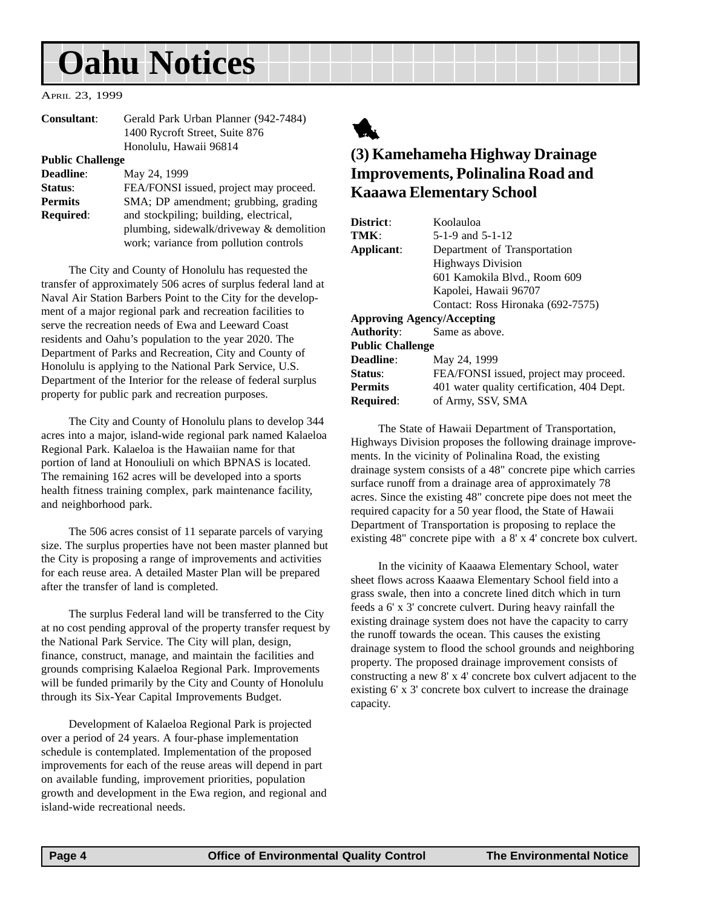# Oahu Notices

April 23, 1999

| | |
|---|---|
| **Consultant**: | Gerald Park Urban Planner (942-7484) 1400 Rycroft Street, Suite 876 Honolulu, Hawaii 96814 |
| **Public Challenge Deadline**: | May 24, 1999 |
| **Status**: | FEA/FONSI issued, project may proceed. |
| **Permits Required**: | SMA; DP amendment; grubbing, grading and stockpiling; building, electrical, plumbing, sidewalk/driveway & demolition work; variance from pollution controls |

The City and County of Honolulu has requested the transfer of approximately 506 acres of surplus federal land at Naval Air Station Barbers Point to the City for the development of a major regional park and recreation facilities to serve the recreation needs of Ewa and Leeward Coast residents and Oahu's population to the year 2020. The Department of Parks and Recreation, City and County of Honolulu is applying to the National Park Service, U.S. Department of the Interior for the release of federal surplus property for public park and recreation purposes.

The City and County of Honolulu plans to develop 344 acres into a major, island-wide regional park named Kalaeloa Regional Park. Kalaeloa is the Hawaiian name for that portion of land at Honouliuli on which BPNAS is located. The remaining 162 acres will be developed into a sports health fitness training complex, park maintenance facility, and neighborhood park.

The 506 acres consist of 11 separate parcels of varying size. The surplus properties have not been master planned but the City is proposing a range of improvements and activities for each reuse area. A detailed Master Plan will be prepared after the transfer of land is completed.

The surplus Federal land will be transferred to the City at no cost pending approval of the property transfer request by the National Park Service. The City will plan, design, finance, construct, manage, and maintain the facilities and grounds comprising Kalaeloa Regional Park. Improvements will be funded primarily by the City and County of Honolulu through its Six-Year Capital Improvements Budget.

Development of Kalaeloa Regional Park is projected over a period of 24 years. A four-phase implementation schedule is contemplated. Implementation of the proposed improvements for each of the reuse areas will depend in part on available funding, improvement priorities, population growth and development in the Ewa region, and regional and island-wide recreational needs.

## (3) Kamehameha Highway Drainage Improvements, Polinalina Road and Kaaawa Elementary School

| | |
|---|---|
| **District**: | Koolauloa |
| **TMK**: | 5-1-9 and 5-1-12 |
| **Applicant**: | Department of Transportation Highways Division 601 Kamokila Blvd., Room 609 Kapolei, Hawaii 96707 Contact: Ross Hironaka (692-7575) |
| **Approving Agency/Accepting Authority**: | Same as above. |
| **Public Challenge Deadline**: | May 24, 1999 |
| **Status**: | FEA/FONSI issued, project may proceed. |
| **Permits Required**: | 401 water quality certification, 404 Dept. of Army, SSV, SMA |

The State of Hawaii Department of Transportation, Highways Division proposes the following drainage improvements. In the vicinity of Polinalina Road, the existing drainage system consists of a 48" concrete pipe which carries surface runoff from a drainage area of approximately 78 acres. Since the existing 48" concrete pipe does not meet the required capacity for a 50 year flood, the State of Hawaii Department of Transportation is proposing to replace the existing 48" concrete pipe with a 8' x 4' concrete box culvert.

In the vicinity of Kaaawa Elementary School, water sheet flows across Kaaawa Elementary School field into a grass swale, then into a concrete lined ditch which in turn feeds a 6' x 3' concrete culvert. During heavy rainfall the existing drainage system does not have the capacity to carry the runoff towards the ocean. This causes the existing drainage system to flood the school grounds and neighboring property. The proposed drainage improvement consists of constructing a new 8' x 4' concrete box culvert adjacent to the existing 6' x 3' concrete box culvert to increase the drainage capacity.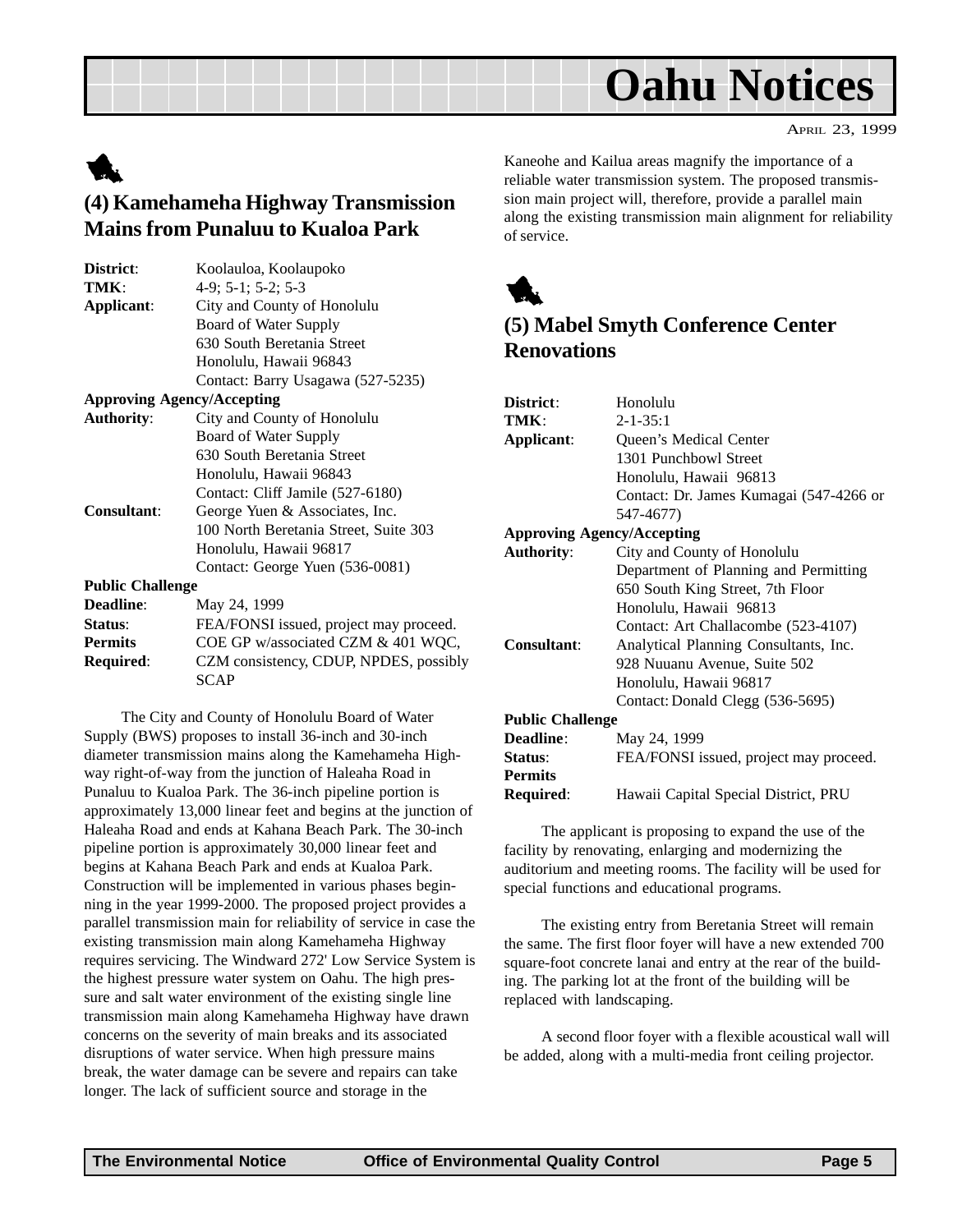## (4) Kamehameha Highway Transmission Mains from Punaluu to Kualoa Park

**District**: Koolauloa, Koolaupoko
**TMK**: 4-9; 5-1; 5-2; 5-3
**Applicant**: City and County of Honolulu
Board of Water Supply
630 South Beretania Street
Honolulu, Hawaii 96843
Contact: Barry Usagawa (527-5235)
**Approving Agency/Accepting Authority**: City and County of Honolulu
Board of Water Supply
630 South Beretania Street
Honolulu, Hawaii 96843
Contact: Cliff Jamile (527-6180)
**Consultant**: George Yuen & Associates, Inc.
100 North Beretania Street, Suite 303
Honolulu, Hawaii 96817
Contact: George Yuen (536-0081)
**Public Challenge Deadline**: May 24, 1999
**Status**: FEA/FONSI issued, project may proceed.
**Permits Required**: COE GP w/associated CZM & 401 WQC, CZM consistency, CDUP, NPDES, possibly SCAP

The City and County of Honolulu Board of Water Supply (BWS) proposes to install 36-inch and 30-inch diameter transmission mains along the Kamehameha Highway right-of-way from the junction of Haleaha Road in Punaluu to Kualoa Park. The 36-inch pipeline portion is approximately 13,000 linear feet and begins at the junction of Haleaha Road and ends at Kahana Beach Park. The 30-inch pipeline portion is approximately 30,000 linear feet and begins at Kahana Beach Park and ends at Kualoa Park. Construction will be implemented in various phases beginning in the year 1999-2000. The proposed project provides a parallel transmission main for reliability of service in case the existing transmission main along Kamehameha Highway requires servicing. The Windward 272' Low Service System is the highest pressure water system on Oahu. The high pressure and salt water environment of the existing single line transmission main along Kamehameha Highway have drawn concerns on the severity of main breaks and its associated disruptions of water service. When high pressure mains break, the water damage can be severe and repairs can take longer. The lack of sufficient source and storage in the Kaneohe and Kailua areas magnify the importance of a reliable water transmission system. The proposed transmission main project will, therefore, provide a parallel main along the existing transmission main alignment for reliability of service.

## (5) Mabel Smyth Conference Center Renovations

**District**: Honolulu
**TMK**: 2-1-35:1
**Applicant**: Queen's Medical Center
1301 Punchbowl Street
Honolulu, Hawaii 96813
Contact: Dr. James Kumagai (547-4266 or 547-4677)
**Approving Agency/Accepting Authority**: City and County of Honolulu
Department of Planning and Permitting
650 South King Street, 7th Floor
Honolulu, Hawaii 96813
Contact: Art Challacombe (523-4107)
**Consultant**: Analytical Planning Consultants, Inc.
928 Nuuanu Avenue, Suite 502
Honolulu, Hawaii 96817
Contact: Donald Clegg (536-5695)
**Public Challenge Deadline**: May 24, 1999
**Status**: FEA/FONSI issued, project may proceed.
**Permits Required**: Hawaii Capital Special District, PRU

The applicant is proposing to expand the use of the facility by renovating, enlarging and modernizing the auditorium and meeting rooms. The facility will be used for special functions and educational programs.

The existing entry from Beretania Street will remain the same. The first floor foyer will have a new extended 700 square-foot concrete lanai and entry at the rear of the building. The parking lot at the front of the building will be replaced with landscaping.

A second floor foyer with a flexible acoustical wall will be added, along with a multi-media front ceiling projector.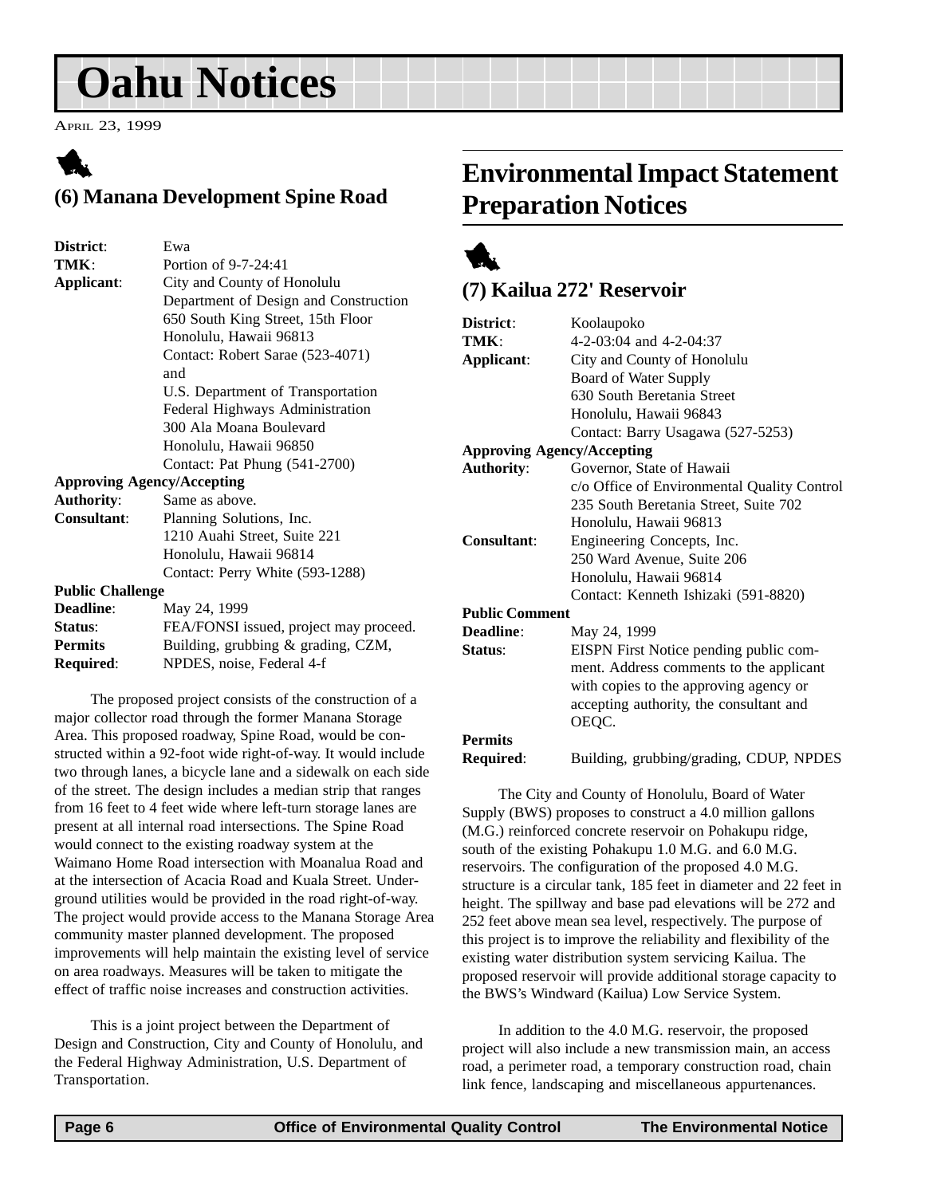# Oahu Notices

April 23, 1999

## (6) Manana Development Spine Road

| | |
|---|---|
| **District**: | Ewa |
| **TMK**: | Portion of 9-7-24:41 |
| **Applicant**: | City and County of Honolulu<br>Department of Design and Construction<br>650 South King Street, 15th Floor<br>Honolulu, Hawaii 96813<br>Contact: Robert Sarae (523-4071)<br>and<br>U.S. Department of Transportation<br>Federal Highways Administration<br>300 Ala Moana Boulevard<br>Honolulu, Hawaii 96850<br>Contact: Pat Phung (541-2700) |
| **Approving Agency/Accepting Authority**: | Same as above. |
| **Consultant**: | Planning Solutions, Inc.<br>1210 Auahi Street, Suite 221<br>Honolulu, Hawaii 96814<br>Contact: Perry White (593-1288) |
| **Public Challenge Deadline**: | May 24, 1999 |
| **Status**: | FEA/FONSI issued, project may proceed. |
| **Permits Required**: | Building, grubbing & grading, CZM, NPDES, noise, Federal 4-f |

The proposed project consists of the construction of a major collector road through the former Manana Storage Area. This proposed roadway, Spine Road, would be constructed within a 92-foot wide right-of-way. It would include two through lanes, a bicycle lane and a sidewalk on each side of the street. The design includes a median strip that ranges from 16 feet to 4 feet wide where left-turn storage lanes are present at all internal road intersections. The Spine Road would connect to the existing roadway system at the Waimano Home Road intersection with Moanalua Road and at the intersection of Acacia Road and Kuala Street. Underground utilities would be provided in the road right-of-way. The project would provide access to the Manana Storage Area community master planned development. The proposed improvements will help maintain the existing level of service on area roadways. Measures will be taken to mitigate the effect of traffic noise increases and construction activities.

This is a joint project between the Department of Design and Construction, City and County of Honolulu, and the Federal Highway Administration, U.S. Department of Transportation.

# Environmental Impact Statement Preparation Notices

## (7) Kailua 272' Reservoir

| | |
|---|---|
| **District**: | Koolaupoko |
| **TMK**: | 4-2-03:04 and 4-2-04:37 |
| **Applicant**: | City and County of Honolulu<br>Board of Water Supply<br>630 South Beretania Street<br>Honolulu, Hawaii 96843<br>Contact: Barry Usagawa (527-5253) |
| **Approving Agency/Accepting Authority**: | Governor, State of Hawaii<br>c/o Office of Environmental Quality Control<br>235 South Beretania Street, Suite 702<br>Honolulu, Hawaii 96813 |
| **Consultant**: | Engineering Concepts, Inc.<br>250 Ward Avenue, Suite 206<br>Honolulu, Hawaii 96814<br>Contact: Kenneth Ishizaki (591-8820) |
| **Public Comment Deadline**: | May 24, 1999 |
| **Status**: | EISPN First Notice pending public comment. Address comments to the applicant with copies to the approving agency or accepting authority, the consultant and OEQC. |
| **Permits Required**: | Building, grubbing/grading, CDUP, NPDES |

The City and County of Honolulu, Board of Water Supply (BWS) proposes to construct a 4.0 million gallons (M.G.) reinforced concrete reservoir on Pohakupu ridge, south of the existing Pohakupu 1.0 M.G. and 6.0 M.G. reservoirs. The configuration of the proposed 4.0 M.G. structure is a circular tank, 185 feet in diameter and 22 feet in height. The spillway and base pad elevations will be 272 and 252 feet above mean sea level, respectively. The purpose of this project is to improve the reliability and flexibility of the existing water distribution system servicing Kailua. The proposed reservoir will provide additional storage capacity to the BWS's Windward (Kailua) Low Service System.

In addition to the 4.0 M.G. reservoir, the proposed project will also include a new transmission main, an access road, a perimeter road, a temporary construction road, chain link fence, landscaping and miscellaneous appurtenances.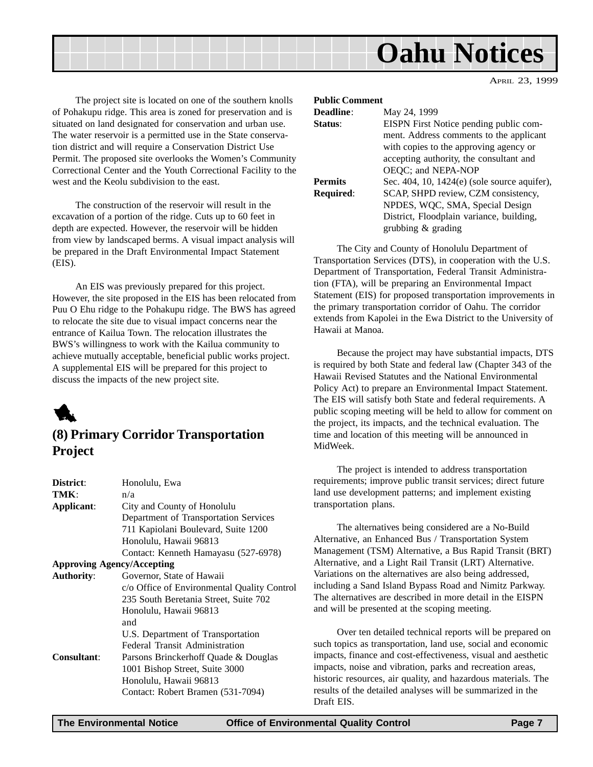The project site is located on one of the southern knolls of Pohakupu ridge. This area is zoned for preservation and is situated on land designated for conservation and urban use. The water reservoir is a permitted use in the State conservation district and will require a Conservation District Use Permit. The proposed site overlooks the Women's Community Correctional Center and the Youth Correctional Facility to the west and the Keolu subdivision to the east.

The construction of the reservoir will result in the excavation of a portion of the ridge. Cuts up to 60 feet in depth are expected. However, the reservoir will be hidden from view by landscaped berms. A visual impact analysis will be prepared in the Draft Environmental Impact Statement (EIS).

An EIS was previously prepared for this project. However, the site proposed in the EIS has been relocated from Puu O Ehu ridge to the Pohakupu ridge. The BWS has agreed to relocate the site due to visual impact concerns near the entrance of Kailua Town. The relocation illustrates the BWS's willingness to work with the Kailua community to achieve mutually acceptable, beneficial public works project. A supplemental EIS will be prepared for this project to discuss the impacts of the new project site.

## (8) Primary Corridor Transportation Project

**District**: Honolulu, Ewa
**TMK**: n/a
**Applicant**: City and County of Honolulu
Department of Transportation Services
711 Kapiolani Boulevard, Suite 1200
Honolulu, Hawaii 96813
Contact: Kenneth Hamayasu (527-6978)

**Approving Agency/Accepting Authority**: Governor, State of Hawaii
c/o Office of Environmental Quality Control
235 South Beretania Street, Suite 702
Honolulu, Hawaii 96813
and
U.S. Department of Transportation
Federal Transit Administration

**Consultant**: Parsons Brinckerhoff Quade & Douglas
1001 Bishop Street, Suite 3000
Honolulu, Hawaii 96813
Contact: Robert Bramen (531-7094)

**Public Comment Deadline**: May 24, 1999

**Status**: EISPN First Notice pending public comment. Address comments to the applicant with copies to the approving agency or accepting authority, the consultant and OEQC; and NEPA-NOP

**Permits Required**: Sec. 404, 10, 1424(e) (sole source aquifer), SCAP, SHPD review, CZM consistency, NPDES, WQC, SMA, Special Design District, Floodplain variance, building, grubbing & grading

The City and County of Honolulu Department of Transportation Services (DTS), in cooperation with the U.S. Department of Transportation, Federal Transit Administration (FTA), will be preparing an Environmental Impact Statement (EIS) for proposed transportation improvements in the primary transportation corridor of Oahu. The corridor extends from Kapolei in the Ewa District to the University of Hawaii at Manoa.

Because the project may have substantial impacts, DTS is required by both State and federal law (Chapter 343 of the Hawaii Revised Statutes and the National Environmental Policy Act) to prepare an Environmental Impact Statement. The EIS will satisfy both State and federal requirements. A public scoping meeting will be held to allow for comment on the project, its impacts, and the technical evaluation. The time and location of this meeting will be announced in MidWeek.

The project is intended to address transportation requirements; improve public transit services; direct future land use development patterns; and implement existing transportation plans.

The alternatives being considered are a No-Build Alternative, an Enhanced Bus / Transportation System Management (TSM) Alternative, a Bus Rapid Transit (BRT) Alternative, and a Light Rail Transit (LRT) Alternative. Variations on the alternatives are also being addressed, including a Sand Island Bypass Road and Nimitz Parkway. The alternatives are described in more detail in the EISPN and will be presented at the scoping meeting.

Over ten detailed technical reports will be prepared on such topics as transportation, land use, social and economic impacts, finance and cost-effectiveness, visual and aesthetic impacts, noise and vibration, parks and recreation areas, historic resources, air quality, and hazardous materials. The results of the detailed analyses will be summarized in the Draft EIS.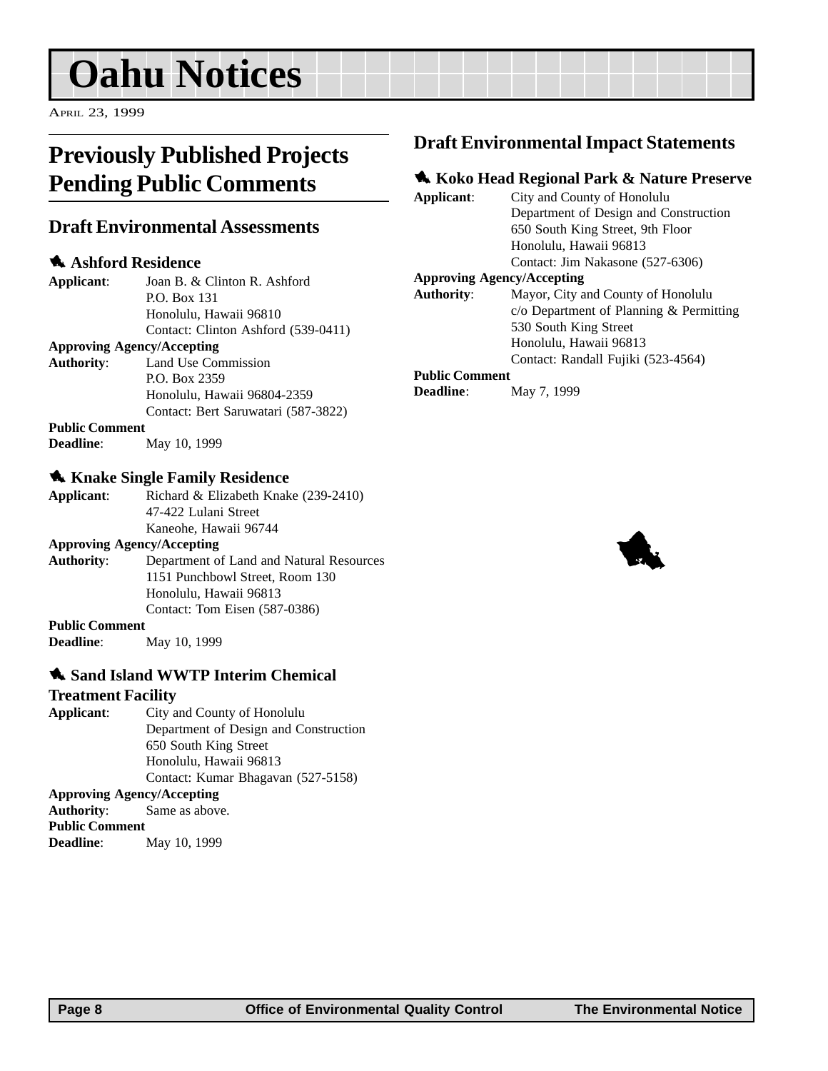# Oahu Notices

April 23, 1999

## Previously Published Projects Pending Public Comments

### Draft Environmental Assessments

#### Ashford Residence

**Applicant**: Joan B. & Clinton R. Ashford
P.O. Box 131
Honolulu, Hawaii 96810
Contact: Clinton Ashford (539-0411)

**Approving Agency/Accepting Authority**: Land Use Commission
P.O. Box 2359
Honolulu, Hawaii 96804-2359
Contact: Bert Saruwatari (587-3822)

**Public Comment Deadline**: May 10, 1999

#### Knake Single Family Residence

**Applicant**: Richard & Elizabeth Knake (239-2410)
47-422 Lulani Street
Kaneohe, Hawaii 96744

**Approving Agency/Accepting Authority**: Department of Land and Natural Resources
1151 Punchbowl Street, Room 130
Honolulu, Hawaii 96813
Contact: Tom Eisen (587-0386)

**Public Comment Deadline**: May 10, 1999

#### Sand Island WWTP Interim Chemical Treatment Facility

**Applicant**: City and County of Honolulu
Department of Design and Construction
650 South King Street
Honolulu, Hawaii 96813
Contact: Kumar Bhagavan (527-5158)

**Approving Agency/Accepting Authority**: Same as above.

**Public Comment Deadline**: May 10, 1999

### Draft Environmental Impact Statements

#### Koko Head Regional Park & Nature Preserve

**Applicant**: City and County of Honolulu
Department of Design and Construction
650 South King Street, 9th Floor
Honolulu, Hawaii 96813
Contact: Jim Nakasone (527-6306)

**Approving Agency/Accepting Authority**: Mayor, City and County of Honolulu
c/o Department of Planning & Permitting
530 South King Street
Honolulu, Hawaii 96813
Contact: Randall Fujiki (523-4564)

**Public Comment Deadline**: May 7, 1999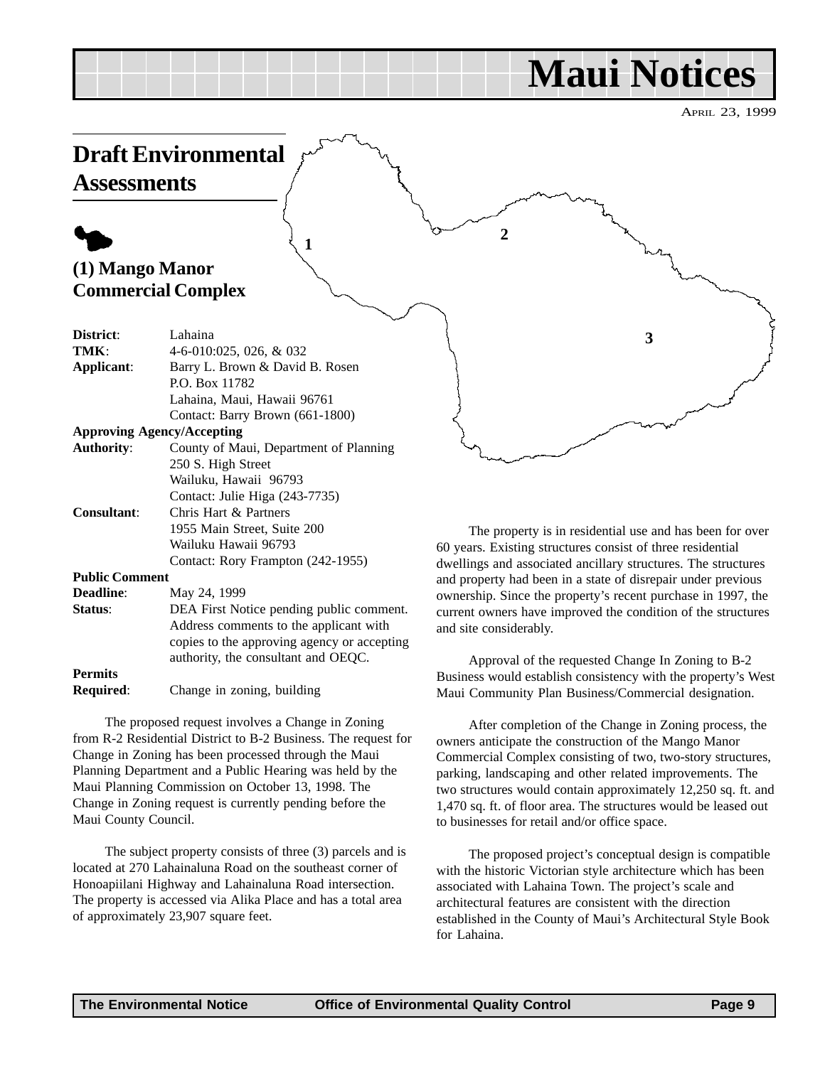# Maui Notices

April 23, 1999

## Draft Environmental Assessments

1

2

3

### (1) Mango Manor Commercial Complex

**District**: Lahaina

**TMK**: 4-6-010:025, 026, & 032

**Applicant**: Barry L. Brown & David B. Rosen
P.O. Box 11782
Lahaina, Maui, Hawaii 96761
Contact: Barry Brown (661-1800)

**Approving Agency/Accepting Authority**: County of Maui, Department of Planning
250 S. High Street
Wailuku, Hawaii 96793
Contact: Julie Higa (243-7735)

**Consultant**: Chris Hart & Partners
1955 Main Street, Suite 200
Wailuku Hawaii 96793
Contact: Rory Frampton (242-1955)

**Public Comment Deadline**: May 24, 1999

**Status**: DEA First Notice pending public comment. Address comments to the applicant with copies to the approving agency or accepting authority, the consultant and OEQC.

**Permits Required**: Change in zoning, building

The proposed request involves a Change in Zoning from R-2 Residential District to B-2 Business. The request for Change in Zoning has been processed through the Maui Planning Department and a Public Hearing was held by the Maui Planning Commission on October 13, 1998. The Change in Zoning request is currently pending before the Maui County Council.

The subject property consists of three (3) parcels and is located at 270 Lahainaluna Road on the southeast corner of Honoapiilani Highway and Lahainaluna Road intersection. The property is accessed via Alika Place and has a total area of approximately 23,907 square feet.

The property is in residential use and has been for over 60 years. Existing structures consist of three residential dwellings and associated ancillary structures. The structures and property had been in a state of disrepair under previous ownership. Since the property's recent purchase in 1997, the current owners have improved the condition of the structures and site considerably.

Approval of the requested Change In Zoning to B-2 Business would establish consistency with the property's West Maui Community Plan Business/Commercial designation.

After completion of the Change in Zoning process, the owners anticipate the construction of the Mango Manor Commercial Complex consisting of two, two-story structures, parking, landscaping and other related improvements. The two structures would contain approximately 12,250 sq. ft. and 1,470 sq. ft. of floor area. The structures would be leased out to businesses for retail and/or office space.

The proposed project's conceptual design is compatible with the historic Victorian style architecture which has been associated with Lahaina Town. The project's scale and architectural features are consistent with the direction established in the County of Maui's Architectural Style Book for Lahaina.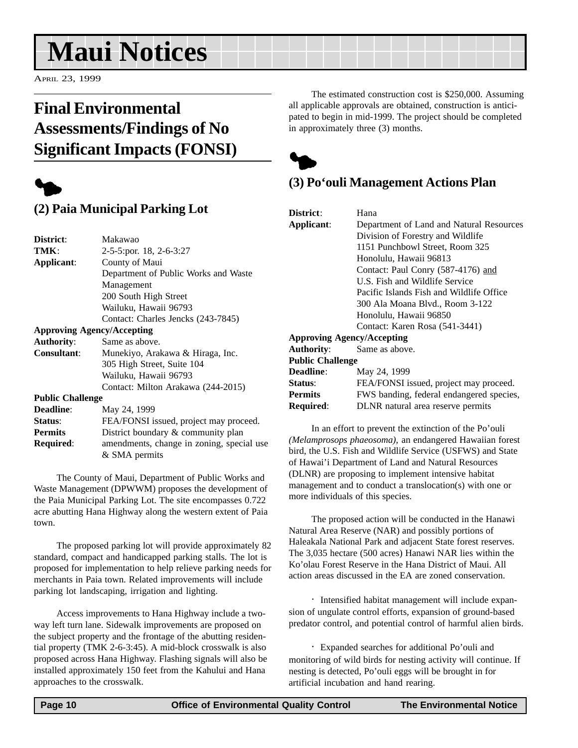# Maui Notices

APRIL 23, 1999

## Final Environmental Assessments/Findings of No Significant Impacts (FONSI)

### (2) Paia Municipal Parking Lot

| | |
|---|---|
| **District**: | Makawao |
| **TMK**: | 2-5-5:por. 18, 2-6-3:27 |
| **Applicant**: | County of Maui<br>Department of Public Works and Waste Management<br>200 South High Street<br>Wailuku, Hawaii 96793<br>Contact: Charles Jencks (243-7845) |
| **Approving Agency/Accepting Authority**: | Same as above. |
| **Consultant**: | Munekiyo, Arakawa & Hiraga, Inc.<br>305 High Street, Suite 104<br>Wailuku, Hawaii 96793<br>Contact: Milton Arakawa (244-2015) |
| **Public Challenge Deadline**: | May 24, 1999 |
| **Status**: | FEA/FONSI issued, project may proceed. |
| **Permits Required**: | District boundary & community plan amendments, change in zoning, special use & SMA permits |

The County of Maui, Department of Public Works and Waste Management (DPWWM) proposes the development of the Paia Municipal Parking Lot. The site encompasses 0.722 acre abutting Hana Highway along the western extent of Paia town.

The proposed parking lot will provide approximately 82 standard, compact and handicapped parking stalls. The lot is proposed for implementation to help relieve parking needs for merchants in Paia town. Related improvements will include parking lot landscaping, irrigation and lighting.

Access improvements to Hana Highway include a two-way left turn lane. Sidewalk improvements are proposed on the subject property and the frontage of the abutting residential property (TMK 2-6-3:45). A mid-block crosswalk is also proposed across Hana Highway. Flashing signals will also be installed approximately 150 feet from the Kahului and Hana approaches to the crosswalk.

The estimated construction cost is $250,000. Assuming all applicable approvals are obtained, construction is anticipated to begin in mid-1999. The project should be completed in approximately three (3) months.

### (3) Po‘ouli Management Actions Plan

| | |
|---|---|
| **District**: | Hana |
| **Applicant**: | Department of Land and Natural Resources<br>Division of Forestry and Wildlife<br>1151 Punchbowl Street, Room 325<br>Honolulu, Hawaii 96813<br>Contact: Paul Conry (587-4176) and<br>U.S. Fish and Wildlife Service<br>Pacific Islands Fish and Wildlife Office<br>300 Ala Moana Blvd., Room 3-122<br>Honolulu, Hawaii 96850<br>Contact: Karen Rosa (541-3441) |
| **Approving Agency/Accepting Authority**: | Same as above. |
| **Public Challenge Deadline**: | May 24, 1999 |
| **Status**: | FEA/FONSI issued, project may proceed. |
| **Permits Required**: | FWS banding, federal endangered species, DLNR natural area reserve permits |

In an effort to prevent the extinction of the Po’ouli *(Melamprosops phaeosoma),* an endangered Hawaiian forest bird, the U.S. Fish and Wildlife Service (USFWS) and State of Hawai’i Department of Land and Natural Resources (DLNR) are proposing to implement intensive habitat management and to conduct a translocation(s) with one or more individuals of this species.

The proposed action will be conducted in the Hanawi Natural Area Reserve (NAR) and possibly portions of Haleakala National Park and adjacent State forest reserves. The 3,035 hectare (500 acres) Hanawi NAR lies within the Ko’olau Forest Reserve in the Hana District of Maui. All action areas discussed in the EA are zoned conservation.

- Intensified habitat management will include expansion of ungulate control efforts, expansion of ground-based predator control, and potential control of harmful alien birds.

- Expanded searches for additional Po’ouli and monitoring of wild birds for nesting activity will continue. If nesting is detected, Po’ouli eggs will be brought in for artificial incubation and hand rearing.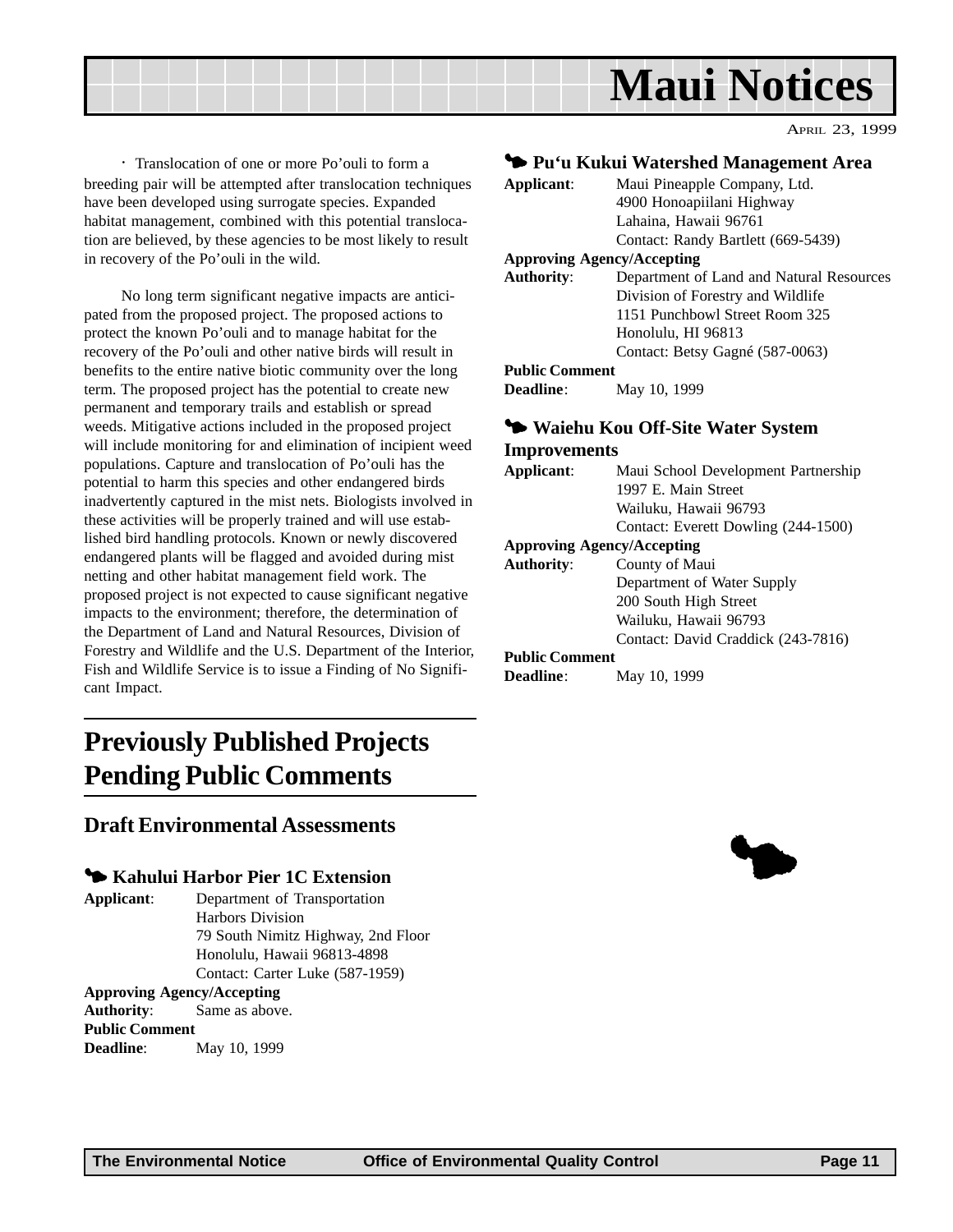# Maui Notices

APRIL 23, 1999

· Translocation of one or more Po'ouli to form a breeding pair will be attempted after translocation techniques have been developed using surrogate species. Expanded habitat management, combined with this potential translocation are believed, by these agencies to be most likely to result in recovery of the Po'ouli in the wild.

No long term significant negative impacts are anticipated from the proposed project. The proposed actions to protect the known Po'ouli and to manage habitat for the recovery of the Po'ouli and other native birds will result in benefits to the entire native biotic community over the long term. The proposed project has the potential to create new permanent and temporary trails and establish or spread weeds. Mitigative actions included in the proposed project will include monitoring for and elimination of incipient weed populations. Capture and translocation of Po'ouli has the potential to harm this species and other endangered birds inadvertently captured in the mist nets. Biologists involved in these activities will be properly trained and will use established bird handling protocols. Known or newly discovered endangered plants will be flagged and avoided during mist netting and other habitat management field work. The proposed project is not expected to cause significant negative impacts to the environment; therefore, the determination of the Department of Land and Natural Resources, Division of Forestry and Wildlife and the U.S. Department of the Interior, Fish and Wildlife Service is to issue a Finding of No Significant Impact.

## Previously Published Projects Pending Public Comments

### Draft Environmental Assessments

#### Kahului Harbor Pier 1C Extension

**Applicant**: Department of Transportation
Harbors Division
79 South Nimitz Highway, 2nd Floor
Honolulu, Hawaii 96813-4898
Contact: Carter Luke (587-1959)

**Approving Agency/Accepting Authority**: Same as above.

**Public Comment Deadline**: May 10, 1999

#### Pu'u Kukui Watershed Management Area

**Applicant**: Maui Pineapple Company, Ltd.
4900 Honoapiilani Highway
Lahaina, Hawaii 96761
Contact: Randy Bartlett (669-5439)

**Approving Agency/Accepting Authority**: Department of Land and Natural Resources
Division of Forestry and Wildlife
1151 Punchbowl Street Room 325
Honolulu, HI 96813
Contact: Betsy Gagné (587-0063)

**Public Comment Deadline**: May 10, 1999

#### Waiehu Kou Off-Site Water System Improvements

**Applicant**: Maui School Development Partnership
1997 E. Main Street
Wailuku, Hawaii 96793
Contact: Everett Dowling (244-1500)

**Approving Agency/Accepting Authority**: County of Maui
Department of Water Supply
200 South High Street
Wailuku, Hawaii 96793
Contact: David Craddick (243-7816)

**Public Comment Deadline**: May 10, 1999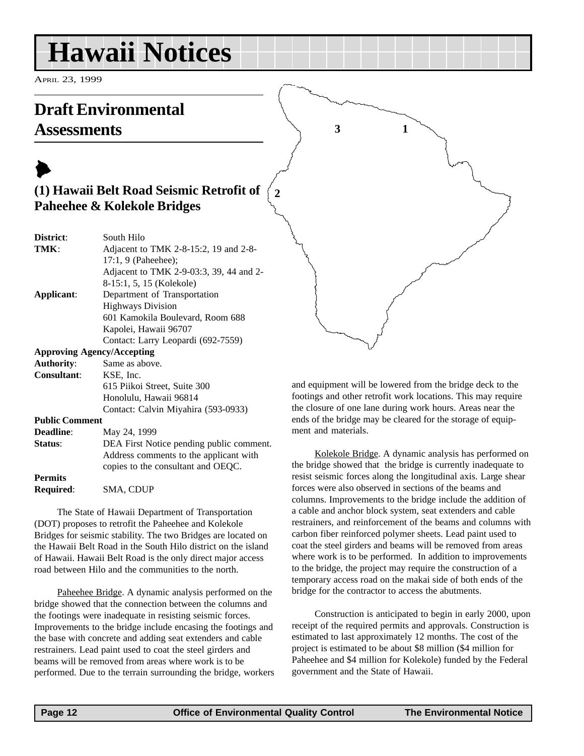# Hawaii Notices

April 23, 1999

## Draft Environmental Assessments

3 1

2

### (1) Hawaii Belt Road Seismic Retrofit of Paheehee & Kolekole Bridges

| | |
|---|---|
| **District**: | South Hilo |
| **TMK**: | Adjacent to TMK 2-8-15:2, 19 and 2-8-17:1, 9 (Paheehee); Adjacent to TMK 2-9-03:3, 39, 44 and 2-8-15:1, 5, 15 (Kolekole) |
| **Applicant**: | Department of Transportation Highways Division 601 Kamokila Boulevard, Room 688 Kapolei, Hawaii 96707 Contact: Larry Leopardi (692-7559) |
| **Approving Agency/Accepting Authority**: | Same as above. |
| **Consultant**: | KSE, Inc. 615 Piikoi Street, Suite 300 Honolulu, Hawaii 96814 Contact: Calvin Miyahira (593-0933) |
| **Public Comment Deadline**: | May 24, 1999 |
| **Status**: | DEA First Notice pending public comment. Address comments to the applicant with copies to the consultant and OEQC. |
| **Permits Required**: | SMA, CDUP |

The State of Hawaii Department of Transportation (DOT) proposes to retrofit the Paheehee and Kolekole Bridges for seismic stability. The two Bridges are located on the Hawaii Belt Road in the South Hilo district on the island of Hawaii. Hawaii Belt Road is the only direct major access road between Hilo and the communities to the north.

Paheehee Bridge. A dynamic analysis performed on the bridge showed that the connection between the columns and the footings were inadequate in resisting seismic forces. Improvements to the bridge include encasing the footings and the base with concrete and adding seat extenders and cable restrainers. Lead paint used to coat the steel girders and beams will be removed from areas where work is to be performed. Due to the terrain surrounding the bridge, workers and equipment will be lowered from the bridge deck to the footings and other retrofit work locations. This may require the closure of one lane during work hours. Areas near the ends of the bridge may be cleared for the storage of equipment and materials.

Kolekole Bridge. A dynamic analysis has performed on the bridge showed that the bridge is currently inadequate to resist seismic forces along the longitudinal axis. Large shear forces were also observed in sections of the beams and columns. Improvements to the bridge include the addition of a cable and anchor block system, seat extenders and cable restrainers, and reinforcement of the beams and columns with carbon fiber reinforced polymer sheets. Lead paint used to coat the steel girders and beams will be removed from areas where work is to be performed. In addition to improvements to the bridge, the project may require the construction of a temporary access road on the makai side of both ends of the bridge for the contractor to access the abutments.

Construction is anticipated to begin in early 2000, upon receipt of the required permits and approvals. Construction is estimated to last approximately 12 months. The cost of the project is estimated to be about \$8 million (\$4 million for Paheehee and \$4 million for Kolekole) funded by the Federal government and the State of Hawaii.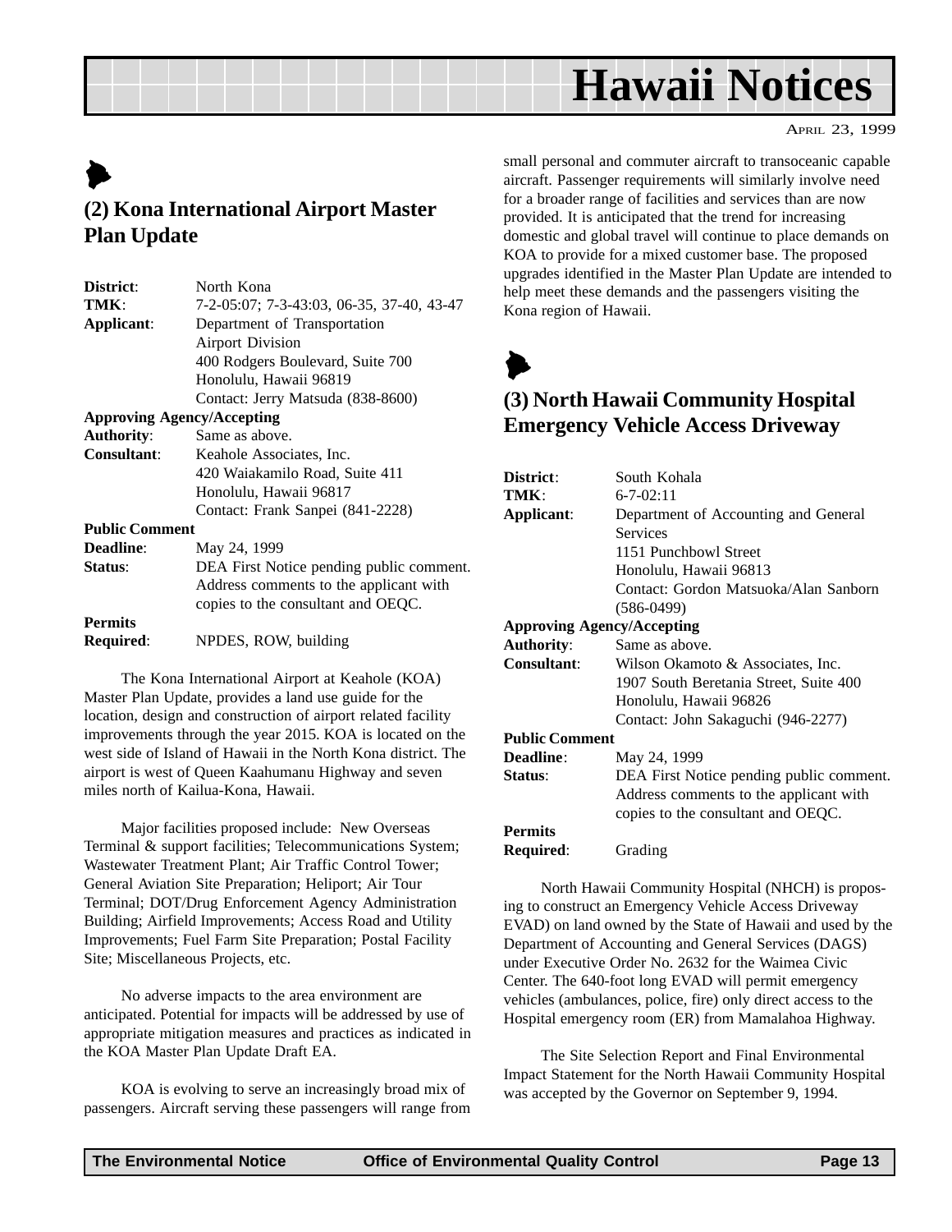## (2) Kona International Airport Master Plan Update

| | |
|---|---|
| **District**: | North Kona |
| **TMK**: | 7-2-05:07; 7-3-43:03, 06-35, 37-40, 43-47 |
| **Applicant**: | Department of Transportation<br>Airport Division<br>400 Rodgers Boulevard, Suite 700<br>Honolulu, Hawaii 96819<br>Contact: Jerry Matsuda (838-8600) |
| **Approving Agency/Accepting Authority**: | Same as above. |
| **Consultant**: | Keahole Associates, Inc.<br>420 Waiakamilo Road, Suite 411<br>Honolulu, Hawaii 96817<br>Contact: Frank Sanpei (841-2228) |
| **Public Comment Deadline**: | May 24, 1999 |
| **Status**: | DEA First Notice pending public comment. Address comments to the applicant with copies to the consultant and OEQC. |
| **Permits Required**: | NPDES, ROW, building |

The Kona International Airport at Keahole (KOA) Master Plan Update, provides a land use guide for the location, design and construction of airport related facility improvements through the year 2015. KOA is located on the west side of Island of Hawaii in the North Kona district. The airport is west of Queen Kaahumanu Highway and seven miles north of Kailua-Kona, Hawaii.

Major facilities proposed include: New Overseas Terminal & support facilities; Telecommunications System; Wastewater Treatment Plant; Air Traffic Control Tower; General Aviation Site Preparation; Heliport; Air Tour Terminal; DOT/Drug Enforcement Agency Administration Building; Airfield Improvements; Access Road and Utility Improvements; Fuel Farm Site Preparation; Postal Facility Site; Miscellaneous Projects, etc.

No adverse impacts to the area environment are anticipated. Potential for impacts will be addressed by use of appropriate mitigation measures and practices as indicated in the KOA Master Plan Update Draft EA.

KOA is evolving to serve an increasingly broad mix of passengers. Aircraft serving these passengers will range from small personal and commuter aircraft to transoceanic capable aircraft. Passenger requirements will similarly involve need for a broader range of facilities and services than are now provided. It is anticipated that the trend for increasing domestic and global travel will continue to place demands on KOA to provide for a mixed customer base. The proposed upgrades identified in the Master Plan Update are intended to help meet these demands and the passengers visiting the Kona region of Hawaii.

## (3) North Hawaii Community Hospital Emergency Vehicle Access Driveway

| | |
|---|---|
| **District**: | South Kohala |
| **TMK**: | 6-7-02:11 |
| **Applicant**: | Department of Accounting and General Services<br>1151 Punchbowl Street<br>Honolulu, Hawaii 96813<br>Contact: Gordon Matsuoka/Alan Sanborn (586-0499) |
| **Approving Agency/Accepting Authority**: | Same as above. |
| **Consultant**: | Wilson Okamoto & Associates, Inc.<br>1907 South Beretania Street, Suite 400<br>Honolulu, Hawaii 96826<br>Contact: John Sakaguchi (946-2277) |
| **Public Comment Deadline**: | May 24, 1999 |
| **Status**: | DEA First Notice pending public comment. Address comments to the applicant with copies to the consultant and OEQC. |
| **Permits Required**: | Grading |

North Hawaii Community Hospital (NHCH) is proposing to construct an Emergency Vehicle Access Driveway EVAD) on land owned by the State of Hawaii and used by the Department of Accounting and General Services (DAGS) under Executive Order No. 2632 for the Waimea Civic Center. The 640-foot long EVAD will permit emergency vehicles (ambulances, police, fire) only direct access to the Hospital emergency room (ER) from Mamalahoa Highway.

The Site Selection Report and Final Environmental Impact Statement for the North Hawaii Community Hospital was accepted by the Governor on September 9, 1994.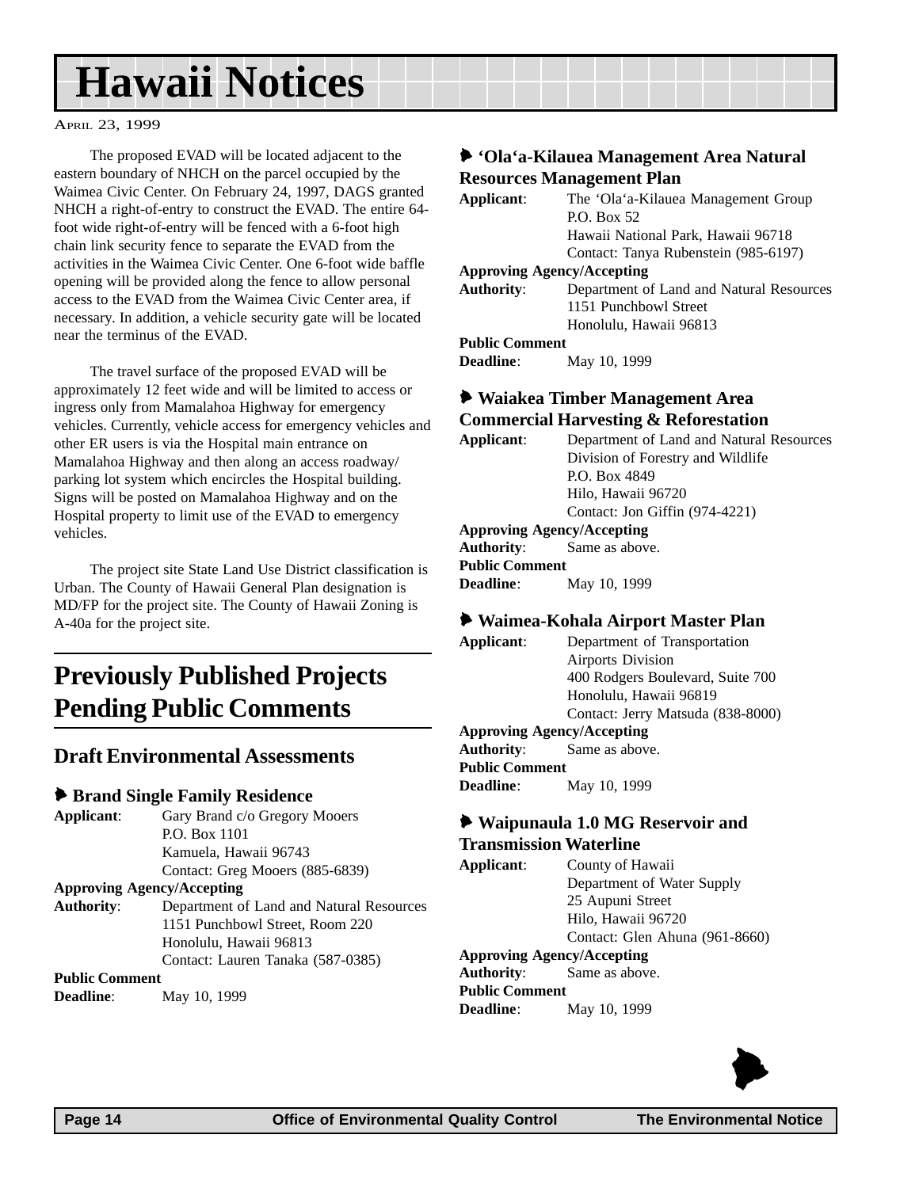The proposed EVAD will be located adjacent to the eastern boundary of NHCH on the parcel occupied by the Waimea Civic Center. On February 24, 1997, DAGS granted NHCH a right-of-entry to construct the EVAD. The entire 64-foot wide right-of-entry will be fenced with a 6-foot high chain link security fence to separate the EVAD from the activities in the Waimea Civic Center. One 6-foot wide baffle opening will be provided along the fence to allow personal access to the EVAD from the Waimea Civic Center area, if necessary. In addition, a vehicle security gate will be located near the terminus of the EVAD.

The travel surface of the proposed EVAD will be approximately 12 feet wide and will be limited to access or ingress only from Mamalahoa Highway for emergency vehicles. Currently, vehicle access for emergency vehicles and other ER users is via the Hospital main entrance on Mamalahoa Highway and then along an access roadway/ parking lot system which encircles the Hospital building. Signs will be posted on Mamalahoa Highway and on the Hospital property to limit use of the EVAD to emergency vehicles.

The project site State Land Use District classification is Urban. The County of Hawaii General Plan designation is MD/FP for the project site. The County of Hawaii Zoning is A-40a for the project site.

# Previously Published Projects Pending Public Comments

## Draft Environmental Assessments

### Brand Single Family Residence

**Applicant**: Gary Brand c/o Gregory Mooers
P.O. Box 1101
Kamuela, Hawaii 96743
Contact: Greg Mooers (885-6839)

**Approving Agency/Accepting Authority**: Department of Land and Natural Resources
1151 Punchbowl Street, Room 220
Honolulu, Hawaii 96813
Contact: Lauren Tanaka (587-0385)

**Public Comment Deadline**: May 10, 1999

### ‘Ola‘a-Kilauea Management Area Natural Resources Management Plan

**Applicant**: The ‘Ola‘a-Kilauea Management Group
P.O. Box 52
Hawaii National Park, Hawaii 96718
Contact: Tanya Rubenstein (985-6197)

**Approving Agency/Accepting Authority**: Department of Land and Natural Resources
1151 Punchbowl Street
Honolulu, Hawaii 96813

**Public Comment Deadline**: May 10, 1999

### Waiakea Timber Management Area Commercial Harvesting & Reforestation

**Applicant**: Department of Land and Natural Resources
Division of Forestry and Wildlife
P.O. Box 4849
Hilo, Hawaii 96720
Contact: Jon Giffin (974-4221)

**Approving Agency/Accepting Authority**: Same as above.

**Public Comment Deadline**: May 10, 1999

### Waimea-Kohala Airport Master Plan

**Applicant**: Department of Transportation
Airports Division
400 Rodgers Boulevard, Suite 700
Honolulu, Hawaii 96819
Contact: Jerry Matsuda (838-8000)

**Approving Agency/Accepting Authority**: Same as above.

**Public Comment Deadline**: May 10, 1999

### Waipunaula 1.0 MG Reservoir and Transmission Waterline

**Applicant**: County of Hawaii
Department of Water Supply
25 Aupuni Street
Hilo, Hawaii 96720
Contact: Glen Ahuna (961-8660)

**Approving Agency/Accepting Authority**: Same as above.

**Public Comment Deadline**: May 10, 1999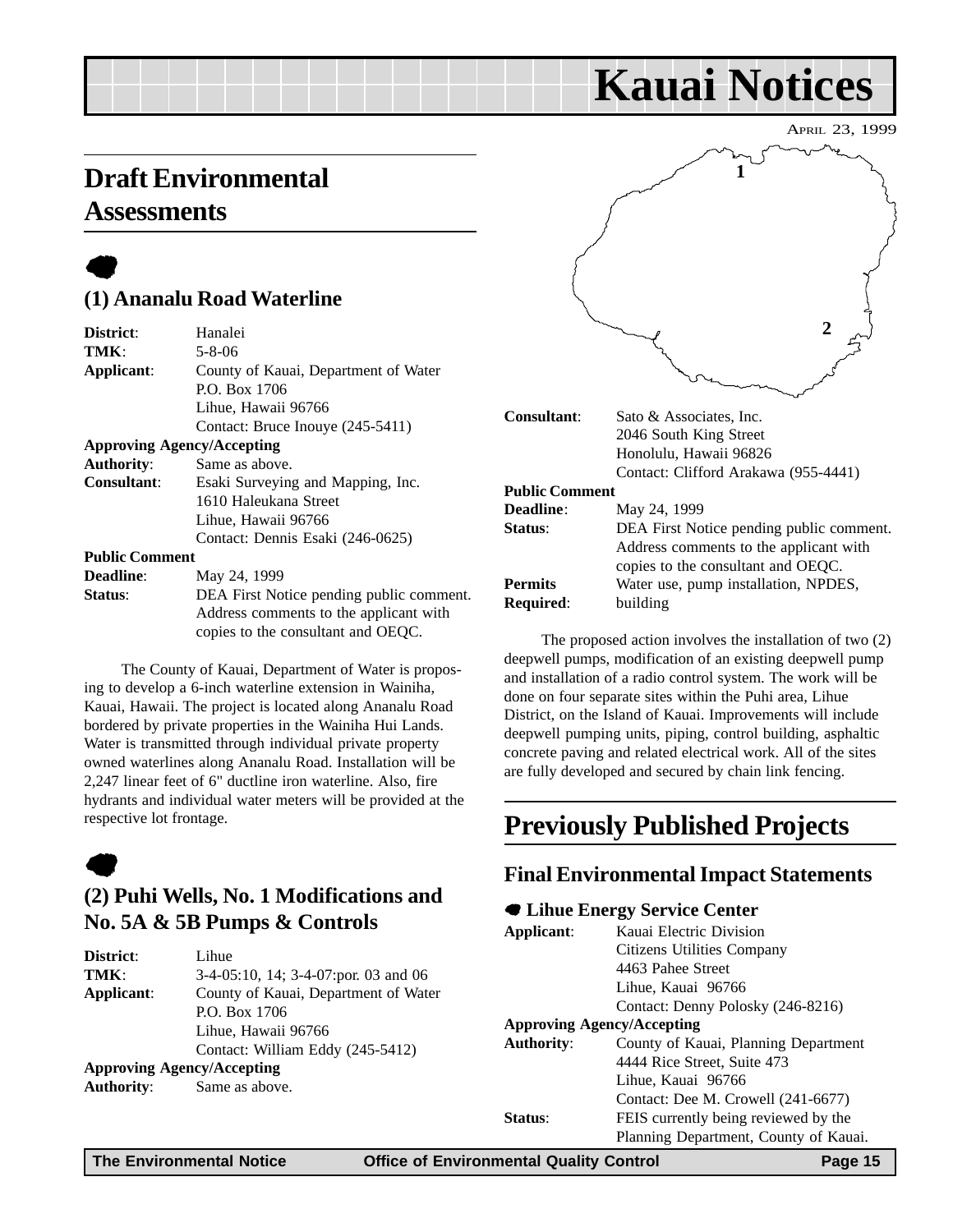# Kauai Notices

APRIL 23, 1999

## Draft Environmental Assessments

### (1) Ananalu Road Waterline

**District**: Hanalei
**TMK**: 5-8-06
**Applicant**: County of Kauai, Department of Water
P.O. Box 1706
Lihue, Hawaii 96766
Contact: Bruce Inouye (245-5411)

**Approving Agency/Accepting Authority**: Same as above.

**Consultant**: Esaki Surveying and Mapping, Inc.
1610 Haleukana Street
Lihue, Hawaii 96766
Contact: Dennis Esaki (246-0625)

**Public Comment Deadline**: May 24, 1999

**Status**: DEA First Notice pending public comment. Address comments to the applicant with copies to the consultant and OEQC.

The County of Kauai, Department of Water is proposing to develop a 6-inch waterline extension in Wainiha, Kauai, Hawaii. The project is located along Ananalu Road bordered by private properties in the Wainiha Hui Lands. Water is transmitted through individual private property owned waterlines along Ananalu Road. Installation will be 2,247 linear feet of 6" ductline iron waterline. Also, fire hydrants and individual water meters will be provided at the respective lot frontage.

### (2) Puhi Wells, No. 1 Modifications and No. 5A & 5B Pumps & Controls

**District**: Lihue
**TMK**: 3-4-05:10, 14; 3-4-07:por. 03 and 06
**Applicant**: County of Kauai, Department of Water
P.O. Box 1706
Lihue, Hawaii 96766
Contact: William Eddy (245-5412)

**Approving Agency/Accepting Authority**: Same as above.

**Consultant**: Sato & Associates, Inc.
2046 South King Street
Honolulu, Hawaii 96826
Contact: Clifford Arakawa (955-4441)

**Public Comment Deadline**: May 24, 1999

**Status**: DEA First Notice pending public comment. Address comments to the applicant with copies to the consultant and OEQC.

**Permits Required**: Water use, pump installation, NPDES, building

The proposed action involves the installation of two (2) deepwell pumps, modification of an existing deepwell pump and installation of a radio control system. The work will be done on four separate sites within the Puhi area, Lihue District, on the Island of Kauai. Improvements will include deepwell pumping units, piping, control building, asphaltic concrete paving and related electrical work. All of the sites are fully developed and secured by chain link fencing.

## Previously Published Projects

### Final Environmental Impact Statements

#### Lihue Energy Service Center

**Applicant**: Kauai Electric Division
Citizens Utilities Company
4463 Pahee Street
Lihue, Kauai 96766
Contact: Denny Polosky (246-8216)

**Approving Agency/Accepting Authority**: County of Kauai, Planning Department
4444 Rice Street, Suite 473
Lihue, Kauai 96766
Contact: Dee M. Crowell (241-6677)

**Status**: FEIS currently being reviewed by the Planning Department, County of Kauai.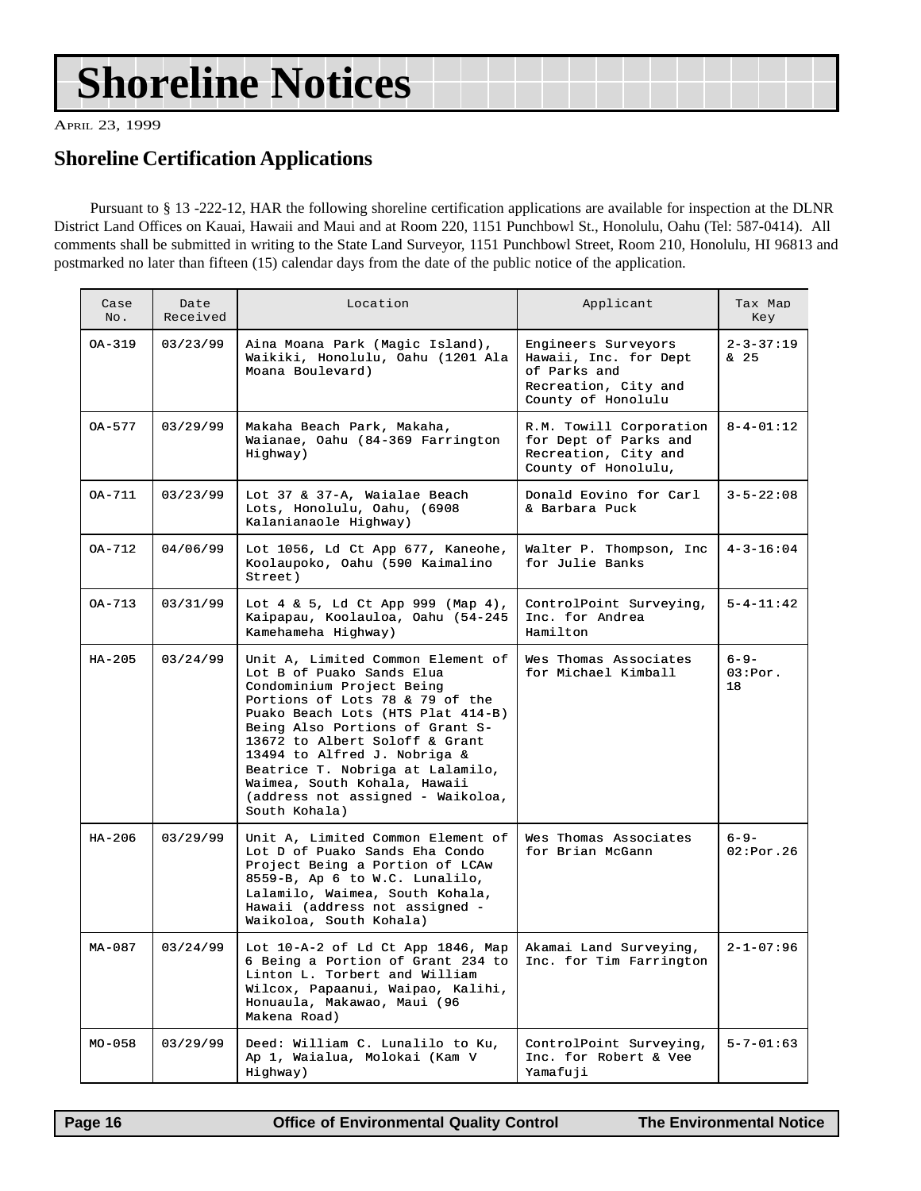# Shoreline Notices

April 23, 1999

## Shoreline Certification Applications

Pursuant to § 13 -222-12, HAR the following shoreline certification applications are available for inspection at the DLNR District Land Offices on Kauai, Hawaii and Maui and at Room 220, 1151 Punchbowl St., Honolulu, Oahu (Tel: 587-0414). All comments shall be submitted in writing to the State Land Surveyor, 1151 Punchbowl Street, Room 210, Honolulu, HI 96813 and postmarked no later than fifteen (15) calendar days from the date of the public notice of the application.

| Case No. | Date Received | Location | Applicant | Tax Map Key |
|---|---|---|---|---|
| OA-319 | 03/23/99 | Aina Moana Park (Magic Island), Waikiki, Honolulu, Oahu (1201 Ala Moana Boulevard) | Engineers Surveyors Hawaii, Inc. for Dept of Parks and Recreation, City and County of Honolulu | 2-3-37:19 & 25 |
| OA-577 | 03/29/99 | Makaha Beach Park, Makaha, Waianae, Oahu (84-369 Farrington Highway) | R.M. Towill Corporation for Dept of Parks and Recreation, City and County of Honolulu, | 8-4-01:12 |
| OA-711 | 03/23/99 | Lot 37 & 37-A, Waialae Beach Lots, Honolulu, Oahu, (6908 Kalanianaole Highway) | Donald Eovino for Carl & Barbara Puck | 3-5-22:08 |
| OA-712 | 04/06/99 | Lot 1056, Ld Ct App 677, Kaneohe, Koolaupoko, Oahu (590 Kaimalino Street) | Walter P. Thompson, Inc for Julie Banks | 4-3-16:04 |
| OA-713 | 03/31/99 | Lot 4 & 5, Ld Ct App 999 (Map 4), Kaipapau, Koolauloa, Oahu (54-245 Kamehameha Highway) | ControlPoint Surveying, Inc. for Andrea Hamilton | 5-4-11:42 |
| HA-205 | 03/24/99 | Unit A, Limited Common Element of Lot B of Puako Sands Elua Condominium Project Being Portions of Lots 78 & 79 of the Puako Beach Lots (HTS Plat 414-B) Being Also Portions of Grant S-13672 to Albert Soloff & Grant 13494 to Alfred J. Nobriga & Beatrice T. Nobriga at Lalamilo, Waimea, South Kohala, Hawaii (address not assigned - Waikoloa, South Kohala) | Wes Thomas Associates for Michael Kimball | 6-9-03:Por. 18 |
| HA-206 | 03/29/99 | Unit A, Limited Common Element of Lot D of Puako Sands Eha Condo Project Being a Portion of LCAw 8559-B, Ap 6 to W.C. Lunalilo, Lalamilo, Waimea, South Kohala, Hawaii (address not assigned - Waikoloa, South Kohala) | Wes Thomas Associates for Brian McGann | 6-9-02:Por.26 |
| MA-087 | 03/24/99 | Lot 10-A-2 of Ld Ct App 1846, Map 6 Being a Portion of Grant 234 to Linton L. Torbert and William Wilcox, Papaanui, Waipao, Kalihi, Honuaula, Makawao, Maui (96 Makena Road) | Akamai Land Surveying, Inc. for Tim Farrington | 2-1-07:96 |
| MO-058 | 03/29/99 | Deed: William C. Lunalilo to Ku, Ap 1, Waialua, Molokai (Kam V Highway) | ControlPoint Surveying, Inc. for Robert & Vee Yamafuji | 5-7-01:63 |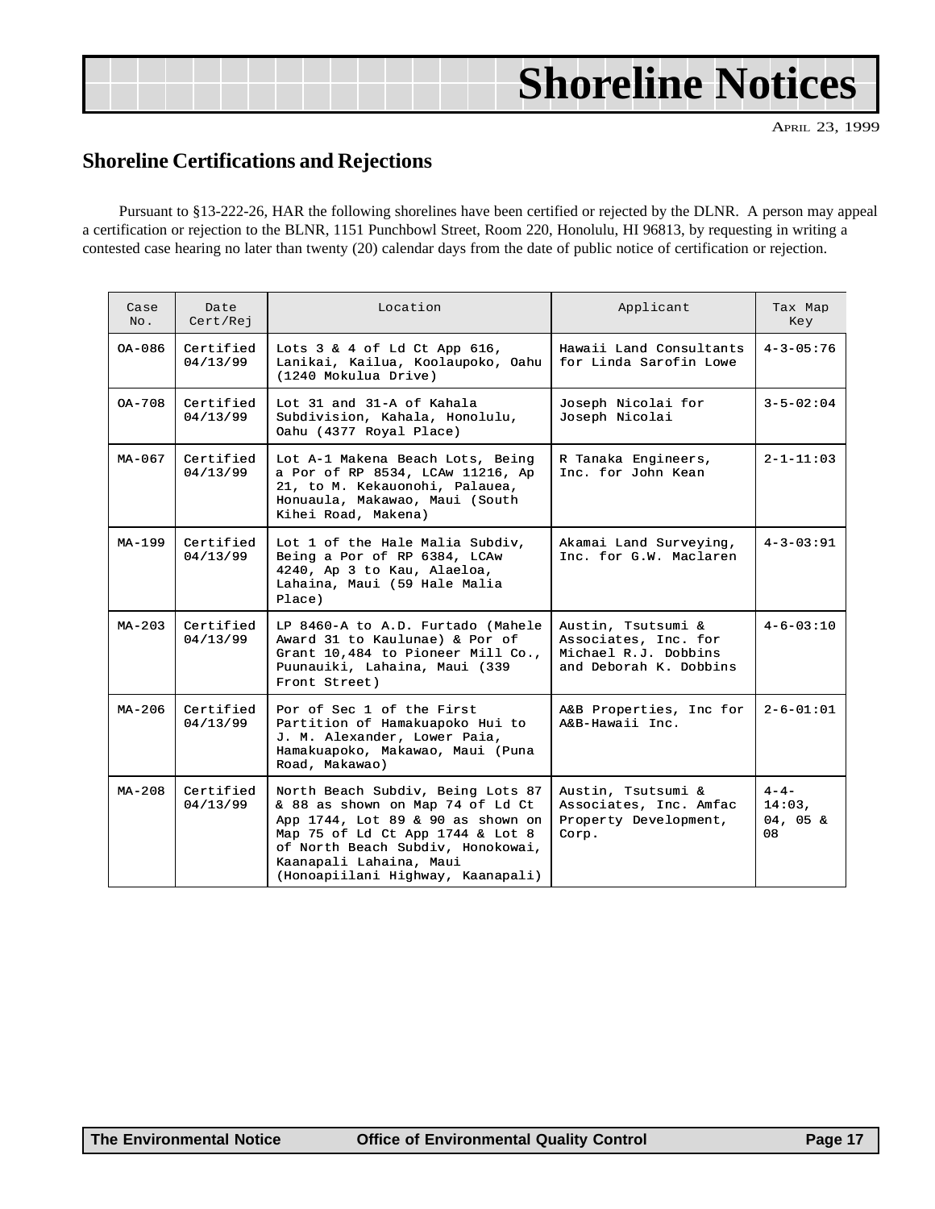# Shoreline Notices

APRIL 23, 1999

## Shoreline Certifications and Rejections

Pursuant to §13-222-26, HAR the following shorelines have been certified or rejected by the DLNR. A person may appeal a certification or rejection to the BLNR, 1151 Punchbowl Street, Room 220, Honolulu, HI 96813, by requesting in writing a contested case hearing no later than twenty (20) calendar days from the date of public notice of certification or rejection.

| Case No. | Date Cert/Rej | Location | Applicant | Tax Map Key |
|---|---|---|---|---|
| OA-086 | Certified 04/13/99 | Lots 3 & 4 of Ld Ct App 616, Lanikai, Kailua, Koolaupoko, Oahu (1240 Mokulua Drive) | Hawaii Land Consultants for Linda Sarofin Lowe | 4-3-05:76 |
| OA-708 | Certified 04/13/99 | Lot 31 and 31-A of Kahala Subdivision, Kahala, Honolulu, Oahu (4377 Royal Place) | Joseph Nicolai for Joseph Nicolai | 3-5-02:04 |
| MA-067 | Certified 04/13/99 | Lot A-1 Makena Beach Lots, Being a Por of RP 8534, LCAw 11216, Ap 21, to M. Kekauonohi, Palauea, Honuaula, Makawao, Maui (South Kihei Road, Makena) | R Tanaka Engineers, Inc. for John Kean | 2-1-11:03 |
| MA-199 | Certified 04/13/99 | Lot 1 of the Hale Malia Subdiv, Being a Por of RP 6384, LCAw 4240, Ap 3 to Kau, Alaeloa, Lahaina, Maui (59 Hale Malia Place) | Akamai Land Surveying, Inc. for G.W. Maclaren | 4-3-03:91 |
| MA-203 | Certified 04/13/99 | LP 8460-A to A.D. Furtado (Mahele Award 31 to Kaulunae) & Por of Grant 10,484 to Pioneer Mill Co., Puunauiki, Lahaina, Maui (339 Front Street) | Austin, Tsutsumi & Associates, Inc. for Michael R.J. Dobbins and Deborah K. Dobbins | 4-6-03:10 |
| MA-206 | Certified 04/13/99 | Por of Sec 1 of the First Partition of Hamakuapoko Hui to J. M. Alexander, Lower Paia, Hamakuapoko, Makawao, Maui (Puna Road, Makawao) | A&B Properties, Inc for A&B-Hawaii Inc. | 2-6-01:01 |
| MA-208 | Certified 04/13/99 | North Beach Subdiv, Being Lots 87 & 88 as shown on Map 74 of Ld Ct App 1744, Lot 89 & 90 as shown on Map 75 of Ld Ct App 1744 & Lot 8 of North Beach Subdiv, Honokowai, Kaanapali Lahaina, Maui (Honoapiilani Highway, Kaanapali) | Austin, Tsutsumi & Associates, Inc. Amfac Property Development, Corp. | 4-4-14:03, 04, 05 & 08 |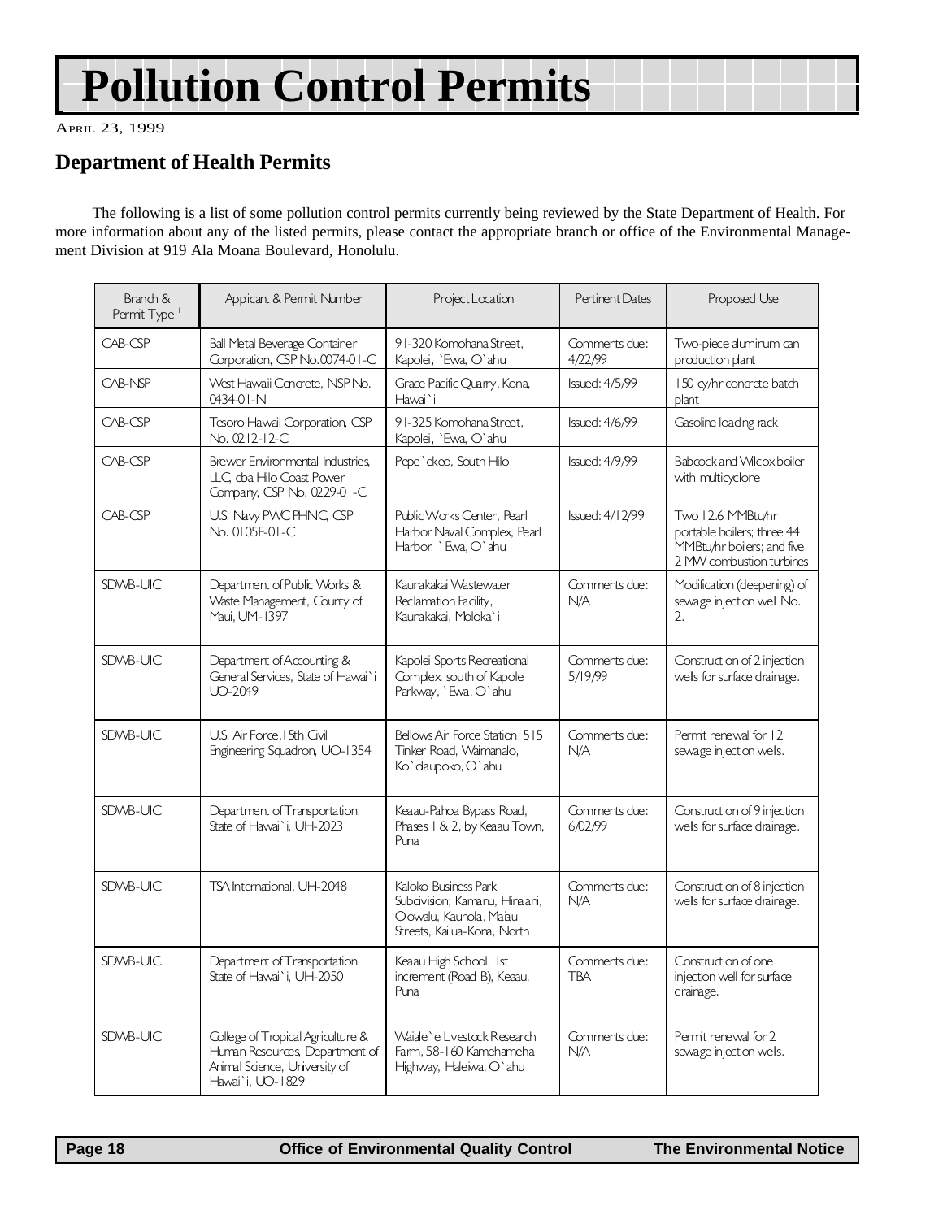# Pollution Control Permits

APRIL 23, 1999

## Department of Health Permits

The following is a list of some pollution control permits currently being reviewed by the State Department of Health. For more information about any of the listed permits, please contact the appropriate branch or office of the Environmental Management Division at 919 Ala Moana Boulevard, Honolulu.

| Branch & Permit Type [1] | Applicant & Permit Number | Project Location | Pertinent Dates | Proposed Use |
|---|---|---|---|---|
| CAB-CSP | Ball Metal Beverage Container Corporation, CSP No.0074-01-C | 91-320 Komohana Street, Kapolei, `Ewa, O`ahu | Comments due: 4/22/99 | Two-piece aluminum can production plant |
| CAB-NSP | West Hawaii Concrete, NSP No. 0434-01-N | Grace Pacific Quarry, Kona, Hawai`i | Issued: 4/5/99 | 150 cy/hr concrete batch plant |
| CAB-CSP | Tesoro Hawaii Corporation, CSP No. 0212-12-C | 91-325 Komohana Street, Kapolei, `Ewa, O`ahu | Issued: 4/6/99 | Gasoline loading rack |
| CAB-CSP | Brewer Environmental Industries, LLC, dba Hilo Coast Power Company, CSP No. 0229-01-C | Pepe`ekeo, South Hilo | Issued: 4/9/99 | Babcock and Wilcox boiler with multicyclone |
| CAB-CSP | U.S. Navy PWC PHNC, CSP No. 0105E-01-C | Public Works Center, Pearl Harbor Naval Complex, Pearl Harbor, `Ewa, O`ahu | Issued: 4/12/99 | Two 12.6 MMBtu/hr portable boilers; three 44 MMBtu/hr boilers; and five 2 MW combustion turbines |
| SDWB-UIC | Department of Public Works & Waste Management, County of Maui, UM-1397 | Kaunakakai Wastewater Reclamation Facility, Kaunakakai, Moloka`i | Comments due: N/A | Modification (deepening) of sewage injection well No. 2. |
| SDWB-UIC | Department of Accounting & General Services, State of Hawai`i UO-2049 | Kapolei Sports Recreational Complex, south of Kapolei Parkway, `Ewa, O`ahu | Comments due: 5/19/99 | Construction of 2 injection wells for surface drainage. |
| SDWB-UIC | U.S. Air Force, 15th Civil Engineering Squadron, UO-1354 | Bellows Air Force Station, 515 Tinker Road, Waimanalo, Ko`olaupoko, O`ahu | Comments due: N/A | Permit renewal for 12 sewage injection wells. |
| SDWB-UIC | Department of Transportation, State of Hawai`i, UH-2023[1] | Keaau-Pahoa Bypass Road, Phases 1 & 2, by Keaau Town, Puna | Comments due: 6/02/99 | Construction of 9 injection wells for surface drainage. |
| SDWB-UIC | TSA International, UH-2048 | Kaloko Business Park Subdivision; Kamanu, Hinalani, Olowalu, Kauhola, Maiau Streets, Kailua-Kona, North | Comments due: N/A | Construction of 8 injection wells for surface drainage. |
| SDWB-UIC | Department of Transportation, State of Hawai`i, UH-2050 | Keaau High School, 1st increment (Road B), Keaau, Puna | Comments due: TBA | Construction of one injection well for surface drainage. |
| SDWB-UIC | College of Tropical Agriculture & Human Resources, Department of Animal Science, University of Hawai`i, UO-1829 | Waiale`e Livestock Research Farm, 58-160 Kamehameha Highway, Haleiwa, O`ahu | Comments due: N/A | Permit renewal for 2 sewage injection wells. |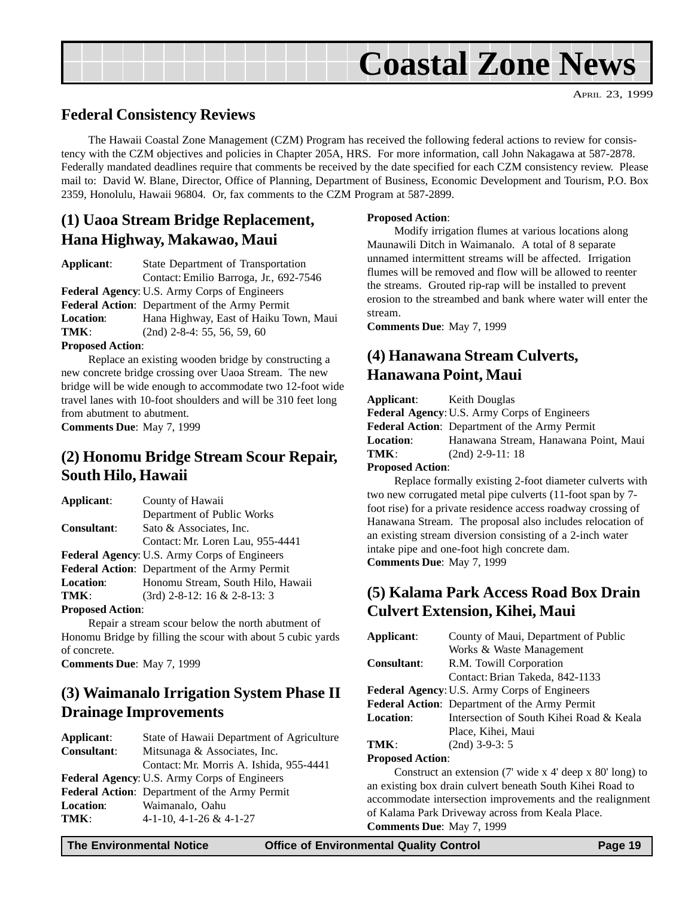# Coastal Zone News

April 23, 1999

## Federal Consistency Reviews

The Hawaii Coastal Zone Management (CZM) Program has received the following federal actions to review for consistency with the CZM objectives and policies in Chapter 205A, HRS. For more information, call John Nakagawa at 587-2878. Federally mandated deadlines require that comments be received by the date specified for each CZM consistency review. Please mail to: David W. Blane, Director, Office of Planning, Department of Business, Economic Development and Tourism, P.O. Box 2359, Honolulu, Hawaii 96804. Or, fax comments to the CZM Program at 587-2899.

### (1) Uaoa Stream Bridge Replacement, Hana Highway, Makawao, Maui

**Applicant**: State Department of Transportation
Contact: Emilio Barroga, Jr., 692-7546
**Federal Agency**: U.S. Army Corps of Engineers
**Federal Action**: Department of the Army Permit
**Location**: Hana Highway, East of Haiku Town, Maui
**TMK**: (2nd) 2-8-4: 55, 56, 59, 60
**Proposed Action**:

Replace an existing wooden bridge by constructing a new concrete bridge crossing over Uaoa Stream. The new bridge will be wide enough to accommodate two 12-foot wide travel lanes with 10-foot shoulders and will be 310 feet long from abutment to abutment.

**Comments Due**: May 7, 1999

### (2) Honomu Bridge Stream Scour Repair, South Hilo, Hawaii

**Applicant**: County of Hawaii
Department of Public Works
**Consultant**: Sato & Associates, Inc.
Contact: Mr. Loren Lau, 955-4441
**Federal Agency**: U.S. Army Corps of Engineers
**Federal Action**: Department of the Army Permit
**Location**: Honomu Stream, South Hilo, Hawaii
**TMK**: (3rd) 2-8-12: 16 & 2-8-13: 3
**Proposed Action**:

Repair a stream scour below the north abutment of Honomu Bridge by filling the scour with about 5 cubic yards of concrete.

**Comments Due**: May 7, 1999

### (3) Waimanalo Irrigation System Phase II Drainage Improvements

**Applicant**: State of Hawaii Department of Agriculture
**Consultant**: Mitsunaga & Associates, Inc.
Contact: Mr. Morris A. Ishida, 955-4441
**Federal Agency**: U.S. Army Corps of Engineers
**Federal Action**: Department of the Army Permit
**Location**: Waimanalo, Oahu
**TMK**: 4-1-10, 4-1-26 & 4-1-27
**Proposed Action**:

Modify irrigation flumes at various locations along Maunawili Ditch in Waimanalo. A total of 8 separate unnamed intermittent streams will be affected. Irrigation flumes will be removed and flow will be allowed to reenter the streams. Grouted rip-rap will be installed to prevent erosion to the streambed and bank where water will enter the stream.

**Comments Due**: May 7, 1999

### (4) Hanawana Stream Culverts, Hanawana Point, Maui

**Applicant**: Keith Douglas
**Federal Agency**: U.S. Army Corps of Engineers
**Federal Action**: Department of the Army Permit
**Location**: Hanawana Stream, Hanawana Point, Maui
**TMK**: (2nd) 2-9-11: 18
**Proposed Action**:

Replace formally existing 2-foot diameter culverts with two new corrugated metal pipe culverts (11-foot span by 7-foot rise) for a private residence access roadway crossing of Hanawana Stream. The proposal also includes relocation of an existing stream diversion consisting of a 2-inch water intake pipe and one-foot high concrete dam.

**Comments Due**: May 7, 1999

### (5) Kalama Park Access Road Box Drain Culvert Extension, Kihei, Maui

**Applicant**: County of Maui, Department of Public Works & Waste Management
**Consultant**: R.M. Towill Corporation
Contact: Brian Takeda, 842-1133
**Federal Agency**: U.S. Army Corps of Engineers
**Federal Action**: Department of the Army Permit
**Location**: Intersection of South Kihei Road & Keala Place, Kihei, Maui
**TMK**: (2nd) 3-9-3: 5
**Proposed Action**:

Construct an extension (7' wide x 4' deep x 80' long) to an existing box drain culvert beneath South Kihei Road to accommodate intersection improvements and the realignment of Kalama Park Driveway across from Keala Place.

**Comments Due**: May 7, 1999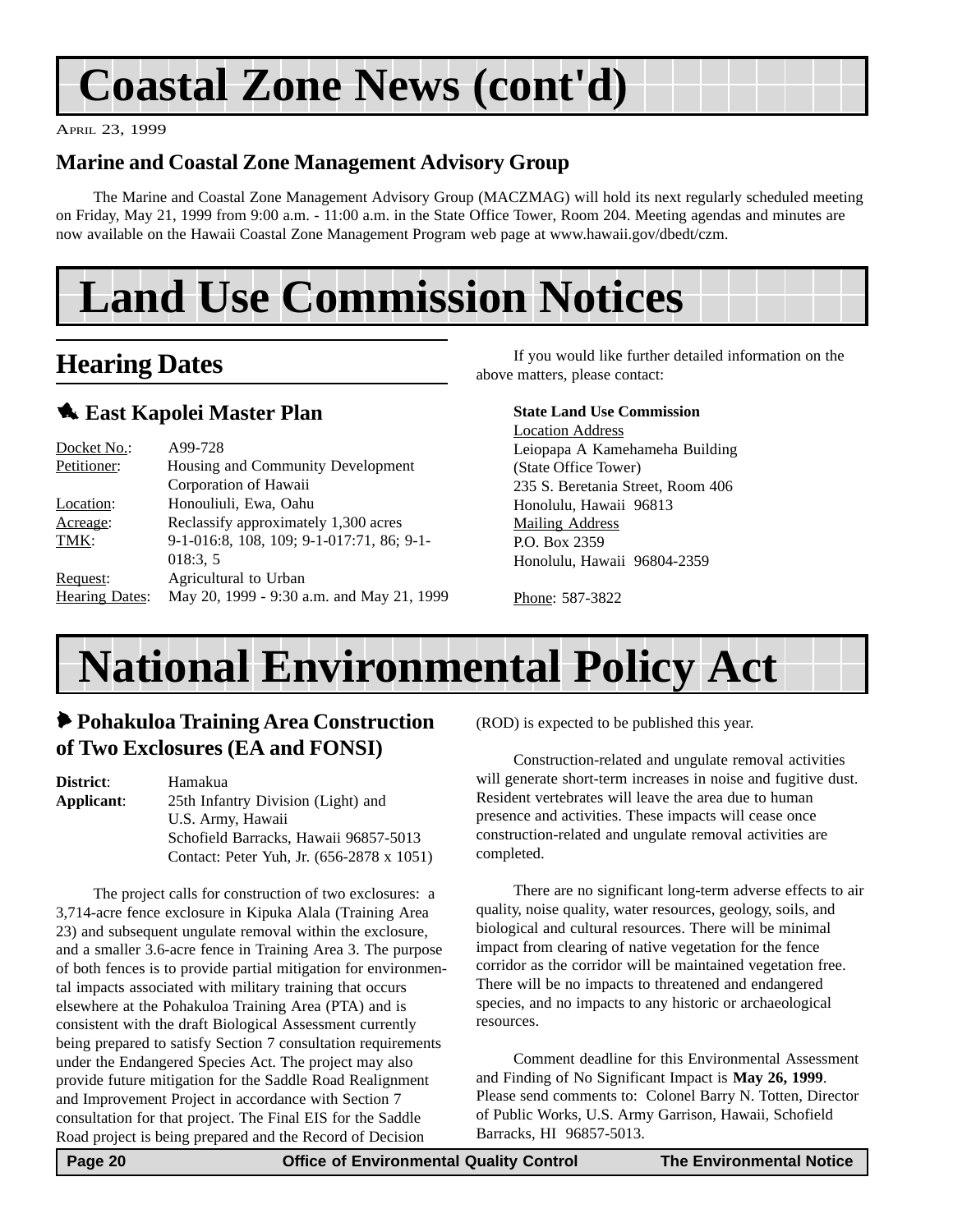# Coastal Zone News (cont'd)

APRIL 23, 1999

### Marine and Coastal Zone Management Advisory Group

The Marine and Coastal Zone Management Advisory Group (MACZMAG) will hold its next regularly scheduled meeting on Friday, May 21, 1999 from 9:00 a.m. - 11:00 a.m. in the State Office Tower, Room 204. Meeting agendas and minutes are now available on the Hawaii Coastal Zone Management Program web page at www.hawaii.gov/dbedt/czm.

# Land Use Commission Notices

## Hearing Dates

### East Kapolei Master Plan

| | |
|---|---|
| Docket No.: | A99-728 |
| Petitioner: | Housing and Community Development Corporation of Hawaii |
| Location: | Honouliuli, Ewa, Oahu |
| Acreage: | Reclassify approximately 1,300 acres |
| TMK: | 9-1-016:8, 108, 109; 9-1-017:71, 86; 9-1-018:3, 5 |
| Request: | Agricultural to Urban |
| Hearing Dates: | May 20, 1999 - 9:30 a.m. and May 21, 1999 |

If you would like further detailed information on the above matters, please contact:

**State Land Use Commission**
Location Address
Leiopapa A Kamehameha Building
(State Office Tower)
235 S. Beretania Street, Room 406
Honolulu, Hawaii 96813
Mailing Address
P.O. Box 2359
Honolulu, Hawaii 96804-2359

Phone: 587-3822

# National Environmental Policy Act

### Pohakuloa Training Area Construction of Two Exclosures (EA and FONSI)

| | |
|---|---|
| **District**: | Hamakua |
| **Applicant**: | 25th Infantry Division (Light) and U.S. Army, Hawaii<br>Schofield Barracks, Hawaii 96857-5013<br>Contact: Peter Yuh, Jr. (656-2878 x 1051) |

The project calls for construction of two exclosures: a 3,714-acre fence exclosure in Kipuka Alala (Training Area 23) and subsequent ungulate removal within the exclosure, and a smaller 3.6-acre fence in Training Area 3. The purpose of both fences is to provide partial mitigation for environmental impacts associated with military training that occurs elsewhere at the Pohakuloa Training Area (PTA) and is consistent with the draft Biological Assessment currently being prepared to satisfy Section 7 consultation requirements under the Endangered Species Act. The project may also provide future mitigation for the Saddle Road Realignment and Improvement Project in accordance with Section 7 consultation for that project. The Final EIS for the Saddle Road project is being prepared and the Record of Decision (ROD) is expected to be published this year.

Construction-related and ungulate removal activities will generate short-term increases in noise and fugitive dust. Resident vertebrates will leave the area due to human presence and activities. These impacts will cease once construction-related and ungulate removal activities are completed.

There are no significant long-term adverse effects to air quality, noise quality, water resources, geology, soils, and biological and cultural resources. There will be minimal impact from clearing of native vegetation for the fence corridor as the corridor will be maintained vegetation free. There will be no impacts to threatened and endangered species, and no impacts to any historic or archaeological resources.

Comment deadline for this Environmental Assessment and Finding of No Significant Impact is **May 26, 1999**. Please send comments to: Colonel Barry N. Totten, Director of Public Works, U.S. Army Garrison, Hawaii, Schofield Barracks, HI 96857-5013.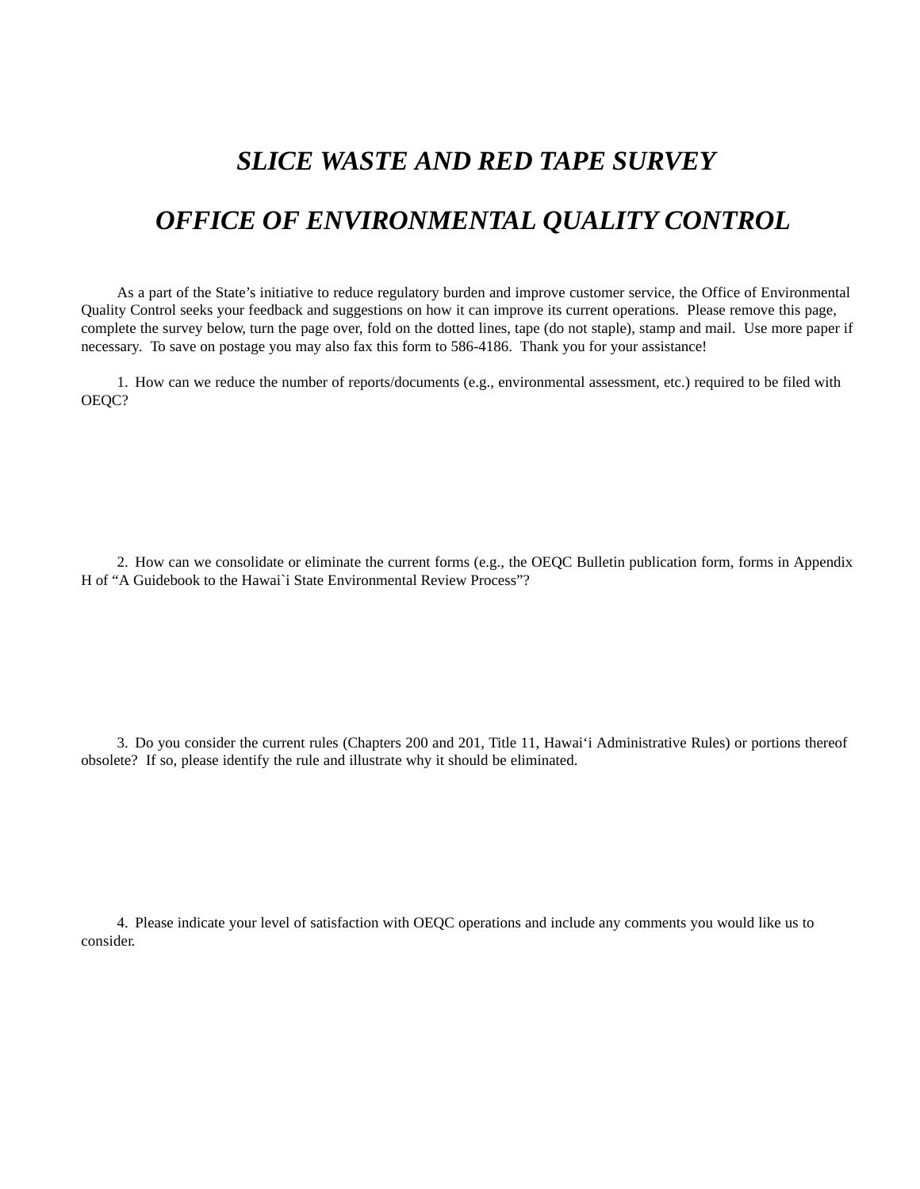# *SLICE WASTE AND RED TAPE SURVEY*

# *OFFICE OF ENVIRONMENTAL QUALITY CONTROL*

As a part of the State's initiative to reduce regulatory burden and improve customer service, the Office of Environmental Quality Control seeks your feedback and suggestions on how it can improve its current operations. Please remove this page, complete the survey below, turn the page over, fold on the dotted lines, tape (do not staple), stamp and mail. Use more paper if necessary. To save on postage you may also fax this form to 586-4186. Thank you for your assistance!

1. How can we reduce the number of reports/documents (e.g., environmental assessment, etc.) required to be filed with OEQC?

2. How can we consolidate or eliminate the current forms (e.g., the OEQC Bulletin publication form, forms in Appendix H of "A Guidebook to the Hawai`i State Environmental Review Process"?

3. Do you consider the current rules (Chapters 200 and 201, Title 11, Hawai'i Administrative Rules) or portions thereof obsolete? If so, please identify the rule and illustrate why it should be eliminated.

4. Please indicate your level of satisfaction with OEQC operations and include any comments you would like us to consider.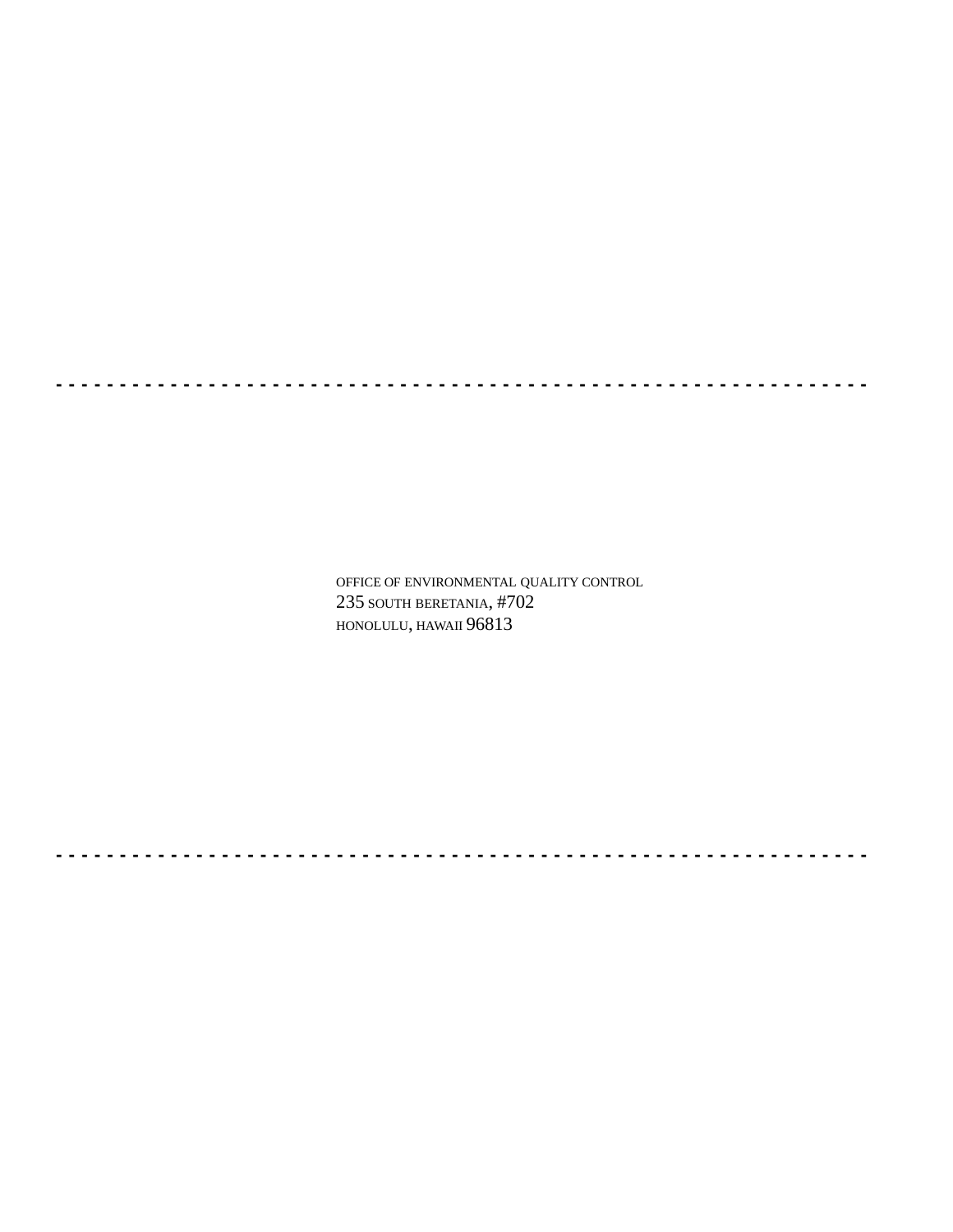OFFICE OF ENVIRONMENTAL QUALITY CONTROL
235 SOUTH BERETANIA, #702
HONOLULU, HAWAII 96813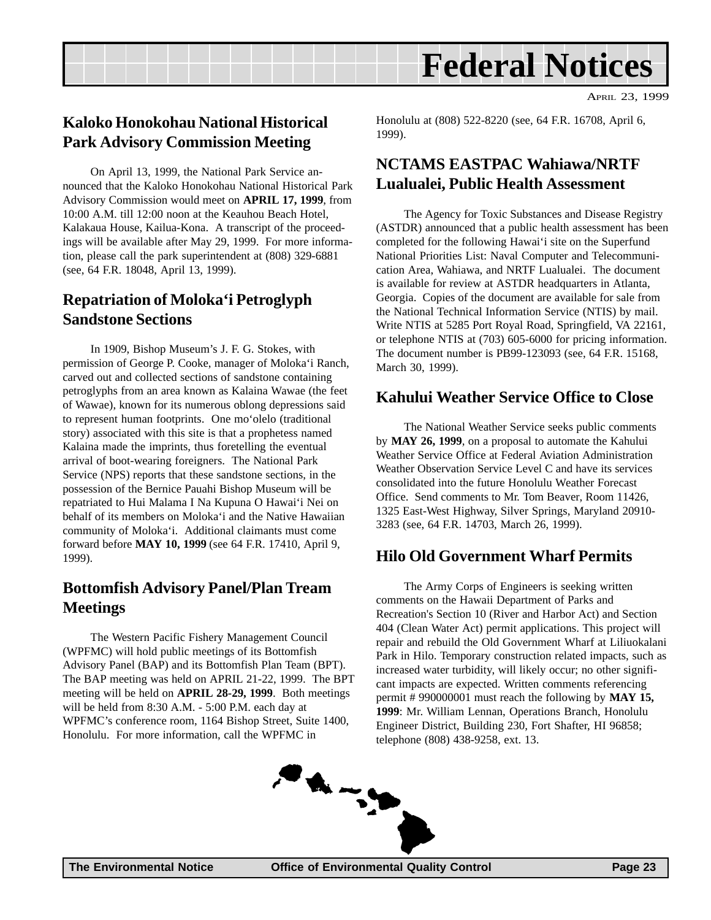# Federal Notices

APRIL 23, 1999

## Kaloko Honokohau National Historical Park Advisory Commission Meeting

On April 13, 1999, the National Park Service announced that the Kaloko Honokohau National Historical Park Advisory Commission would meet on **APRIL 17, 1999**, from 10:00 A.M. till 12:00 noon at the Keauhou Beach Hotel, Kalakaua House, Kailua-Kona. A transcript of the proceedings will be available after May 29, 1999. For more information, please call the park superintendent at (808) 329-6881 (see, 64 F.R. 18048, April 13, 1999).

## Repatriation of Moloka'i Petroglyph Sandstone Sections

In 1909, Bishop Museum's J. F. G. Stokes, with permission of George P. Cooke, manager of Moloka'i Ranch, carved out and collected sections of sandstone containing petroglyphs from an area known as Kalaina Wawae (the feet of Wawae), known for its numerous oblong depressions said to represent human footprints. One mo'olelo (traditional story) associated with this site is that a prophetess named Kalaina made the imprints, thus foretelling the eventual arrival of boot-wearing foreigners. The National Park Service (NPS) reports that these sandstone sections, in the possession of the Bernice Pauahi Bishop Museum will be repatriated to Hui Malama I Na Kupuna O Hawai'i Nei on behalf of its members on Moloka'i and the Native Hawaiian community of Moloka'i. Additional claimants must come forward before **MAY 10, 1999** (see 64 F.R. 17410, April 9, 1999).

## Bottomfish Advisory Panel/Plan Tream Meetings

The Western Pacific Fishery Management Council (WPFMC) will hold public meetings of its Bottomfish Advisory Panel (BAP) and its Bottomfish Plan Team (BPT). The BAP meeting was held on APRIL 21-22, 1999. The BPT meeting will be held on **APRIL 28-29, 1999**. Both meetings will be held from 8:30 A.M. - 5:00 P.M. each day at WPFMC's conference room, 1164 Bishop Street, Suite 1400, Honolulu. For more information, call the WPFMC in Honolulu at (808) 522-8220 (see, 64 F.R. 16708, April 6, 1999).

## NCTAMS EASTPAC Wahiawa/NRTF Lualualei, Public Health Assessment

The Agency for Toxic Substances and Disease Registry (ASTDR) announced that a public health assessment has been completed for the following Hawai'i site on the Superfund National Priorities List: Naval Computer and Telecommunication Area, Wahiawa, and NRTF Lualualei. The document is available for review at ASTDR headquarters in Atlanta, Georgia. Copies of the document are available for sale from the National Technical Information Service (NTIS) by mail. Write NTIS at 5285 Port Royal Road, Springfield, VA 22161, or telephone NTIS at (703) 605-6000 for pricing information. The document number is PB99-123093 (see, 64 F.R. 15168, March 30, 1999).

## Kahului Weather Service Office to Close

The National Weather Service seeks public comments by **MAY 26, 1999**, on a proposal to automate the Kahului Weather Service Office at Federal Aviation Administration Weather Observation Service Level C and have its services consolidated into the future Honolulu Weather Forecast Office. Send comments to Mr. Tom Beaver, Room 11426, 1325 East-West Highway, Silver Springs, Maryland 20910-3283 (see, 64 F.R. 14703, March 26, 1999).

## Hilo Old Government Wharf Permits

The Army Corps of Engineers is seeking written comments on the Hawaii Department of Parks and Recreation's Section 10 (River and Harbor Act) and Section 404 (Clean Water Act) permit applications. This project will repair and rebuild the Old Government Wharf at Liliuokalani Park in Hilo. Temporary construction related impacts, such as increased water turbidity, will likely occur; no other significant impacts are expected. Written comments referencing permit # 990000001 must reach the following by **MAY 15, 1999**: Mr. William Lennan, Operations Branch, Honolulu Engineer District, Building 230, Fort Shafter, HI 96858; telephone (808) 438-9258, ext. 13.